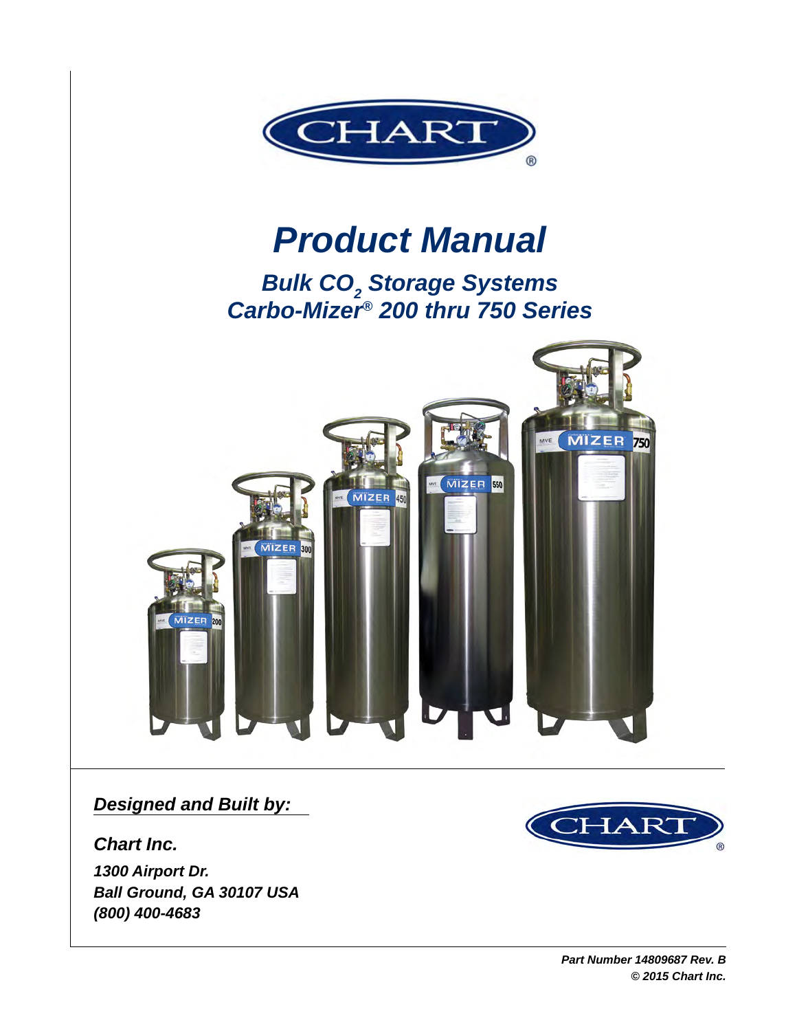# *Product Manual*

## *Bulk $CO_2$ Storage Systems*
## *Carbo-Mizer® 200 thru 750 Series*

***Designed and Built by:***

***Chart Inc.***

***1300 Airport Dr.***
***Ball Ground, GA 30107 USA***
***(800) 400-4683***

***Part Number 14809687 Rev. B***
***© 2015 Chart Inc.***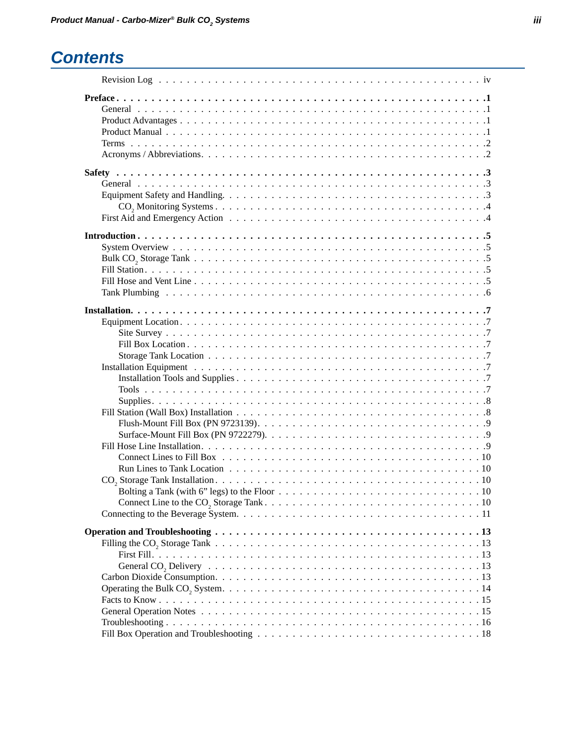# Contents

Revision Log . . . . . iv

**Preface . . . . . 1**

- General . . . . . 1
- Product Advantages . . . . . 1
- Product Manual . . . . . 1
- Terms . . . . . 2
- Acronyms / Abbreviations . . . . . 2

**Safety . . . . . 3**

- General . . . . . 3
- Equipment Safety and Handling . . . . . 3
  - $CO_2$ Monitoring Systems . . . . . 4
- First Aid and Emergency Action . . . . . 4

**Introduction . . . . . 5**

- System Overview . . . . . 5
- Bulk $CO_2$ Storage Tank . . . . . 5
- Fill Station . . . . . 5
- Fill Hose and Vent Line . . . . . 5
- Tank Plumbing . . . . . 6

**Installation . . . . . 7**

- Equipment Location . . . . . 7
  - Site Survey . . . . . 7
  - Fill Box Location . . . . . 7
  - Storage Tank Location . . . . . 7
- Installation Equipment . . . . . 7
  - Installation Tools and Supplies . . . . . 7
  - Tools . . . . . 7
  - Supplies . . . . . 8
- Fill Station (Wall Box) Installation . . . . . 8
  - Flush-Mount Fill Box (PN 9723139) . . . . . 9
  - Surface-Mount Fill Box (PN 9722279) . . . . . 9
- Fill Hose Line Installation . . . . . 9
  - Connect Lines to Fill Box . . . . . 10
  - Run Lines to Tank Location . . . . . 10
- $CO_2$ Storage Tank Installation . . . . . 10
  - Bolting a Tank (with 6” legs) to the Floor . . . . . 10
  - Connect Line to the $CO_2$ Storage Tank . . . . . 10
- Connecting to the Beverage System . . . . . 11

**Operation and Troubleshooting . . . . . 13**

- Filling the $CO_2$ Storage Tank . . . . . 13
  - First Fill . . . . . 13
  - General $CO_2$ Delivery . . . . . 13
- Carbon Dioxide Consumption . . . . . 13
- Operating the Bulk $CO_2$ System . . . . . 14
- Facts to Know . . . . . 15
- General Operation Notes . . . . . 15
- Troubleshooting . . . . . 16
- Fill Box Operation and Troubleshooting . . . . . 18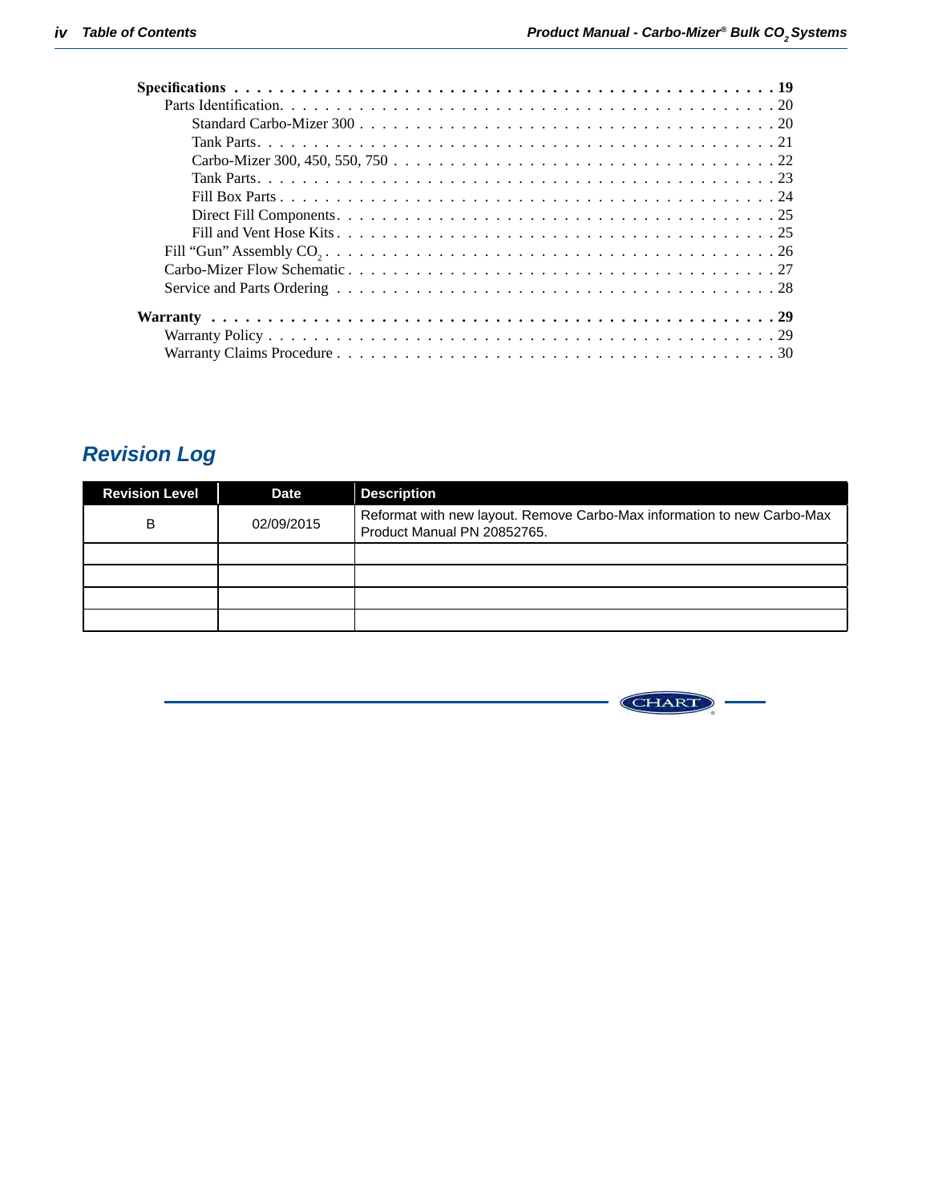**Specifications** . . . . . . . . . . . . . . . . . . . . . . . . . . . . . . . . . . . . . . . . . . . . . . . . . . . **19**

- Parts Identification. . . . . . . . . . . . . . . . . . . . . . . . . . . . . . . . . . . . . . . . . . . . . . . 20
  - Standard Carbo-Mizer 300 . . . . . . . . . . . . . . . . . . . . . . . . . . . . . . . . . . . . . . . . 20
  - Tank Parts. . . . . . . . . . . . . . . . . . . . . . . . . . . . . . . . . . . . . . . . . . . . . . . . . 21
  - Carbo-Mizer 300, 450, 550, 750 . . . . . . . . . . . . . . . . . . . . . . . . . . . . . . . . . . 22
  - Tank Parts. . . . . . . . . . . . . . . . . . . . . . . . . . . . . . . . . . . . . . . . . . . . . . . . . 23
  - Fill Box Parts . . . . . . . . . . . . . . . . . . . . . . . . . . . . . . . . . . . . . . . . . . . . . . 24
  - Direct Fill Components. . . . . . . . . . . . . . . . . . . . . . . . . . . . . . . . . . . . . . . . 25
  - Fill and Vent Hose Kits . . . . . . . . . . . . . . . . . . . . . . . . . . . . . . . . . . . . . . . 25
- Fill “Gun” Assembly $CO_2$ . . . . . . . . . . . . . . . . . . . . . . . . . . . . . . . . . . . . . . . . . 26
- Carbo-Mizer Flow Schematic . . . . . . . . . . . . . . . . . . . . . . . . . . . . . . . . . . . . . . . 27
- Service and Parts Ordering . . . . . . . . . . . . . . . . . . . . . . . . . . . . . . . . . . . . . . . 28

**Warranty** . . . . . . . . . . . . . . . . . . . . . . . . . . . . . . . . . . . . . . . . . . . . . . . . . . . . . . **29**

- Warranty Policy . . . . . . . . . . . . . . . . . . . . . . . . . . . . . . . . . . . . . . . . . . . . . . . . 29
- Warranty Claims Procedure . . . . . . . . . . . . . . . . . . . . . . . . . . . . . . . . . . . . . . . . 30

## Revision Log

| Revision Level | Date | Description |
|---|---|---|
| B | 02/09/2015 | Reformat with new layout. Remove Carbo-Max information to new Carbo-Max Product Manual PN 20852765. |
| | | |
| | | |
| | | |
| | | |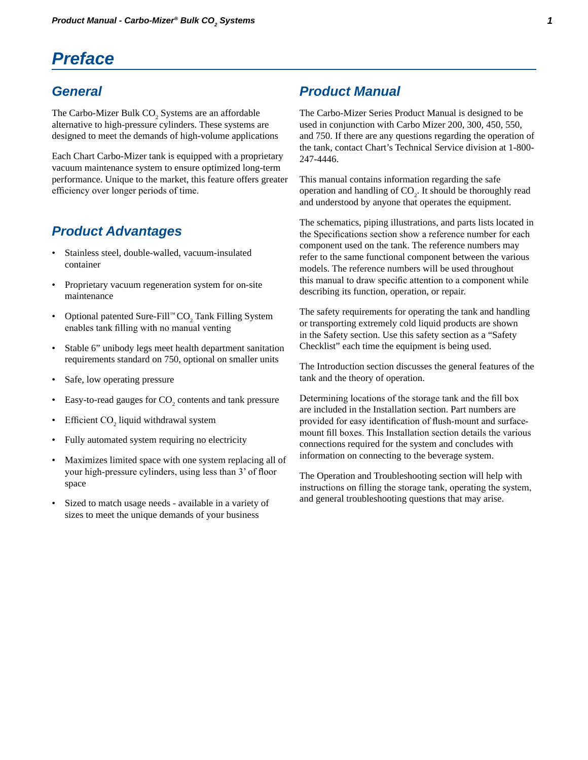# Preface

## General

The Carbo-Mizer Bulk $CO_2$ Systems are an affordable alternative to high-pressure cylinders. These systems are designed to meet the demands of high-volume applications

Each Chart Carbo-Mizer tank is equipped with a proprietary vacuum maintenance system to ensure optimized long-term performance. Unique to the market, this feature offers greater efficiency over longer periods of time.

## Product Advantages

- Stainless steel, double-walled, vacuum-insulated container
- Proprietary vacuum regeneration system for on-site maintenance
- Optional patented Sure-Fill™ $CO_2$ Tank Filling System enables tank filling with no manual venting
- Stable 6" unibody legs meet health department sanitation requirements standard on 750, optional on smaller units
- Safe, low operating pressure
- Easy-to-read gauges for $CO_2$ contents and tank pressure
- Efficient $CO_2$ liquid withdrawal system
- Fully automated system requiring no electricity
- Maximizes limited space with one system replacing all of your high-pressure cylinders, using less than 3' of floor space
- Sized to match usage needs - available in a variety of sizes to meet the unique demands of your business

## Product Manual

The Carbo-Mizer Series Product Manual is designed to be used in conjunction with Carbo Mizer 200, 300, 450, 550, and 750. If there are any questions regarding the operation of the tank, contact Chart's Technical Service division at 1-800-247-4446.

This manual contains information regarding the safe operation and handling of $CO_2$. It should be thoroughly read and understood by anyone that operates the equipment.

The schematics, piping illustrations, and parts lists located in the Specifications section show a reference number for each component used on the tank. The reference numbers may refer to the same functional component between the various models. The reference numbers will be used throughout this manual to draw specific attention to a component while describing its function, operation, or repair.

The safety requirements for operating the tank and handling or transporting extremely cold liquid products are shown in the Safety section. Use this safety section as a "Safety Checklist" each time the equipment is being used.

The Introduction section discusses the general features of the tank and the theory of operation.

Determining locations of the storage tank and the fill box are included in the Installation section. Part numbers are provided for easy identification of flush-mount and surface-mount fill boxes. This Installation section details the various connections required for the system and concludes with information on connecting to the beverage system.

The Operation and Troubleshooting section will help with instructions on filling the storage tank, operating the system, and general troubleshooting questions that may arise.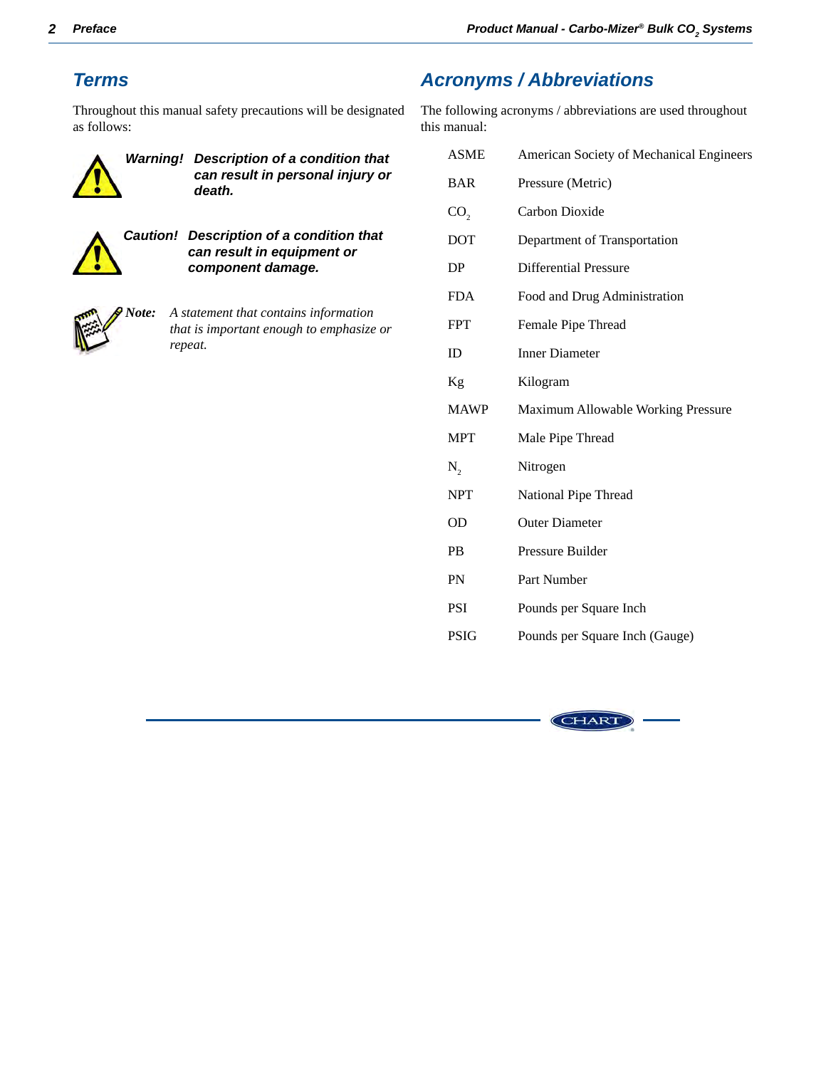## Terms

Throughout this manual safety precautions will be designated as follows:

***Warning!* Description of a condition that can result in personal injury or death.**

***Caution!* Description of a condition that can result in equipment or component damage.**

***Note:*** *A statement that contains information that is important enough to emphasize or repeat.*

## Acronyms / Abbreviations

The following acronyms / abbreviations are used throughout this manual:

| | |
|---|---|
| ASME | American Society of Mechanical Engineers |
| BAR | Pressure (Metric) |
| $CO_2$ | Carbon Dioxide |
| DOT | Department of Transportation |
| DP | Differential Pressure |
| FDA | Food and Drug Administration |
| FPT | Female Pipe Thread |
| ID | Inner Diameter |
| Kg | Kilogram |
| MAWP | Maximum Allowable Working Pressure |
| MPT | Male Pipe Thread |
| $N_2$ | Nitrogen |
| NPT | National Pipe Thread |
| OD | Outer Diameter |
| PB | Pressure Builder |
| PN | Part Number |
| PSI | Pounds per Square Inch |
| PSIG | Pounds per Square Inch (Gauge) |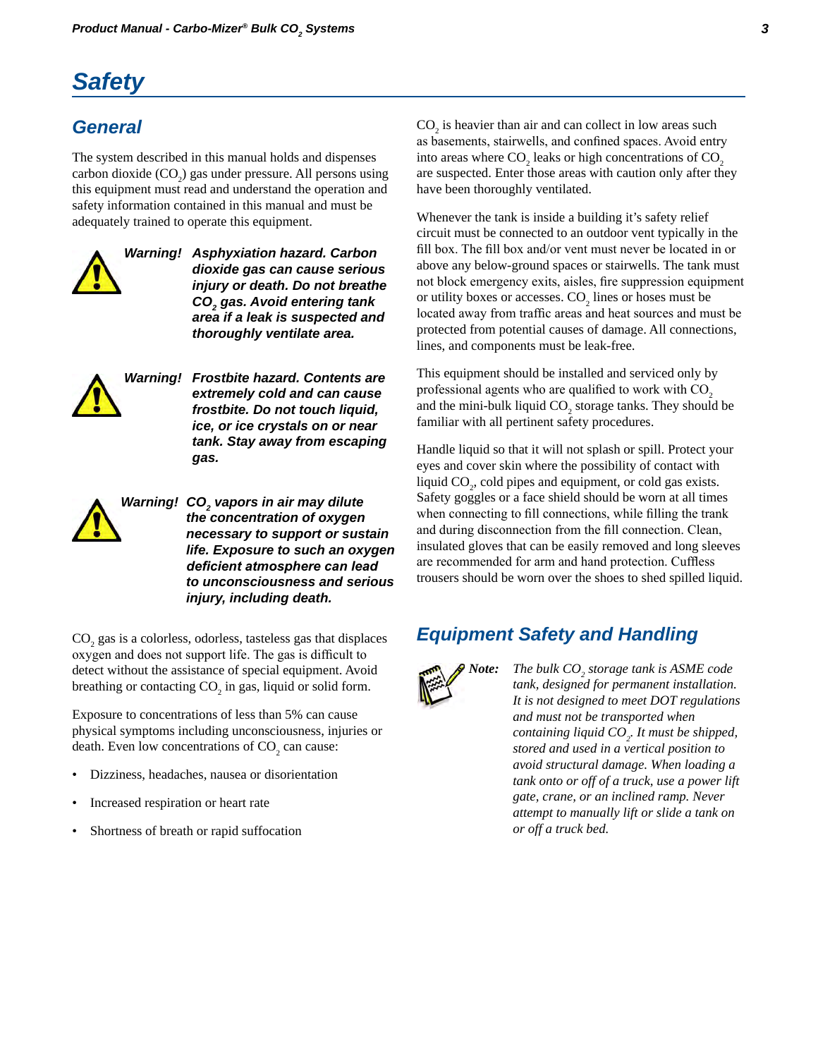# Safety

## General

The system described in this manual holds and dispenses carbon dioxide ($CO_2$) gas under pressure. All persons using this equipment must read and understand the operation and safety information contained in this manual and must be adequately trained to operate this equipment.

***Warning!*** ***Asphyxiation hazard. Carbon dioxide gas can cause serious injury or death. Do not breathe $CO_2$ gas. Avoid entering tank area if a leak is suspected and thoroughly ventilate area.***

***Warning!*** ***Frostbite hazard. Contents are extremely cold and can cause frostbite. Do not touch liquid, ice, or ice crystals on or near tank. Stay away from escaping gas.***

***Warning!*** ***$CO_2$ vapors in air may dilute the concentration of oxygen necessary to support or sustain life. Exposure to such an oxygen deficient atmosphere can lead to unconsciousness and serious injury, including death.***

$CO_2$ gas is a colorless, odorless, tasteless gas that displaces oxygen and does not support life. The gas is difficult to detect without the assistance of special equipment. Avoid breathing or contacting $CO_2$ in gas, liquid or solid form.

Exposure to concentrations of less than 5% can cause physical symptoms including unconsciousness, injuries or death. Even low concentrations of $CO_2$ can cause:

- Dizziness, headaches, nausea or disorientation
- Increased respiration or heart rate
- Shortness of breath or rapid suffocation

$CO_2$ is heavier than air and can collect in low areas such as basements, stairwells, and confined spaces. Avoid entry into areas where $CO_2$ leaks or high concentrations of $CO_2$ are suspected. Enter those areas with caution only after they have been thoroughly ventilated.

Whenever the tank is inside a building it's safety relief circuit must be connected to an outdoor vent typically in the fill box. The fill box and/or vent must never be located in or above any below-ground spaces or stairwells. The tank must not block emergency exits, aisles, fire suppression equipment or utility boxes or accesses. $CO_2$ lines or hoses must be located away from traffic areas and heat sources and must be protected from potential causes of damage. All connections, lines, and components must be leak-free.

This equipment should be installed and serviced only by professional agents who are qualified to work with $CO_2$ and the mini-bulk liquid $CO_2$ storage tanks. They should be familiar with all pertinent safety procedures.

Handle liquid so that it will not splash or spill. Protect your eyes and cover skin where the possibility of contact with liquid $CO_2$, cold pipes and equipment, or cold gas exists. Safety goggles or a face shield should be worn at all times when connecting to fill connections, while filling the trank and during disconnection from the fill connection. Clean, insulated gloves that can be easily removed and long sleeves are recommended for arm and hand protection. Cuffless trousers should be worn over the shoes to shed spilled liquid.

## Equipment Safety and Handling

***Note:*** *The bulk $CO_2$ storage tank is ASME code tank, designed for permanent installation. It is not designed to meet DOT regulations and must not be transported when containing liquid $CO_2$. It must be shipped, stored and used in a vertical position to avoid structural damage. When loading a tank onto or off of a truck, use a power lift gate, crane, or an inclined ramp. Never attempt to manually lift or slide a tank on or off a truck bed.*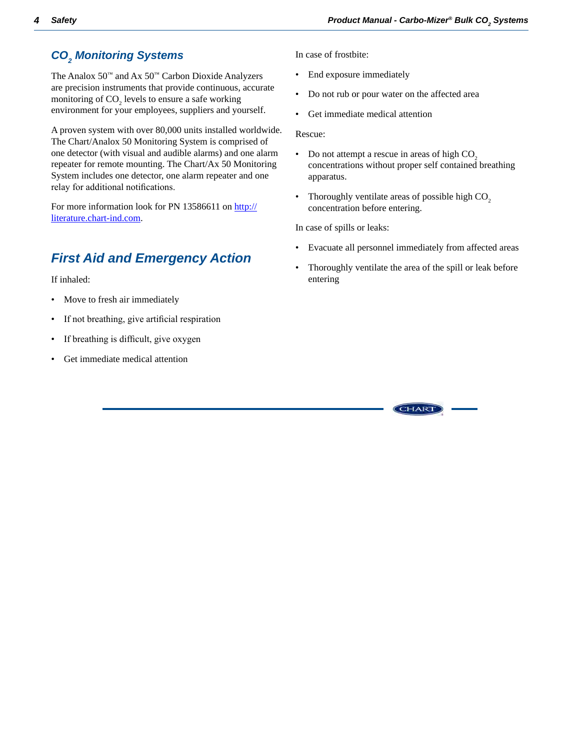## $CO_2$ Monitoring Systems

The Analox 50™ and Ax 50™ Carbon Dioxide Analyzers are precision instruments that provide continuous, accurate monitoring of $CO_2$ levels to ensure a safe working environment for your employees, suppliers and yourself.

A proven system with over 80,000 units installed worldwide. The Chart/Analox 50 Monitoring System is comprised of one detector (with visual and audible alarms) and one alarm repeater for remote mounting. The Chart/Ax 50 Monitoring System includes one detector, one alarm repeater and one relay for additional notifications.

For more information look for PN 13586611 on http://literature.chart-ind.com.

## First Aid and Emergency Action

If inhaled:

- Move to fresh air immediately
- If not breathing, give artificial respiration
- If breathing is difficult, give oxygen
- Get immediate medical attention

In case of frostbite:

- End exposure immediately
- Do not rub or pour water on the affected area
- Get immediate medical attention

Rescue:

- Do not attempt a rescue in areas of high $CO_2$ concentrations without proper self contained breathing apparatus.
- Thoroughly ventilate areas of possible high $CO_2$ concentration before entering.

In case of spills or leaks:

- Evacuate all personnel immediately from affected areas
- Thoroughly ventilate the area of the spill or leak before entering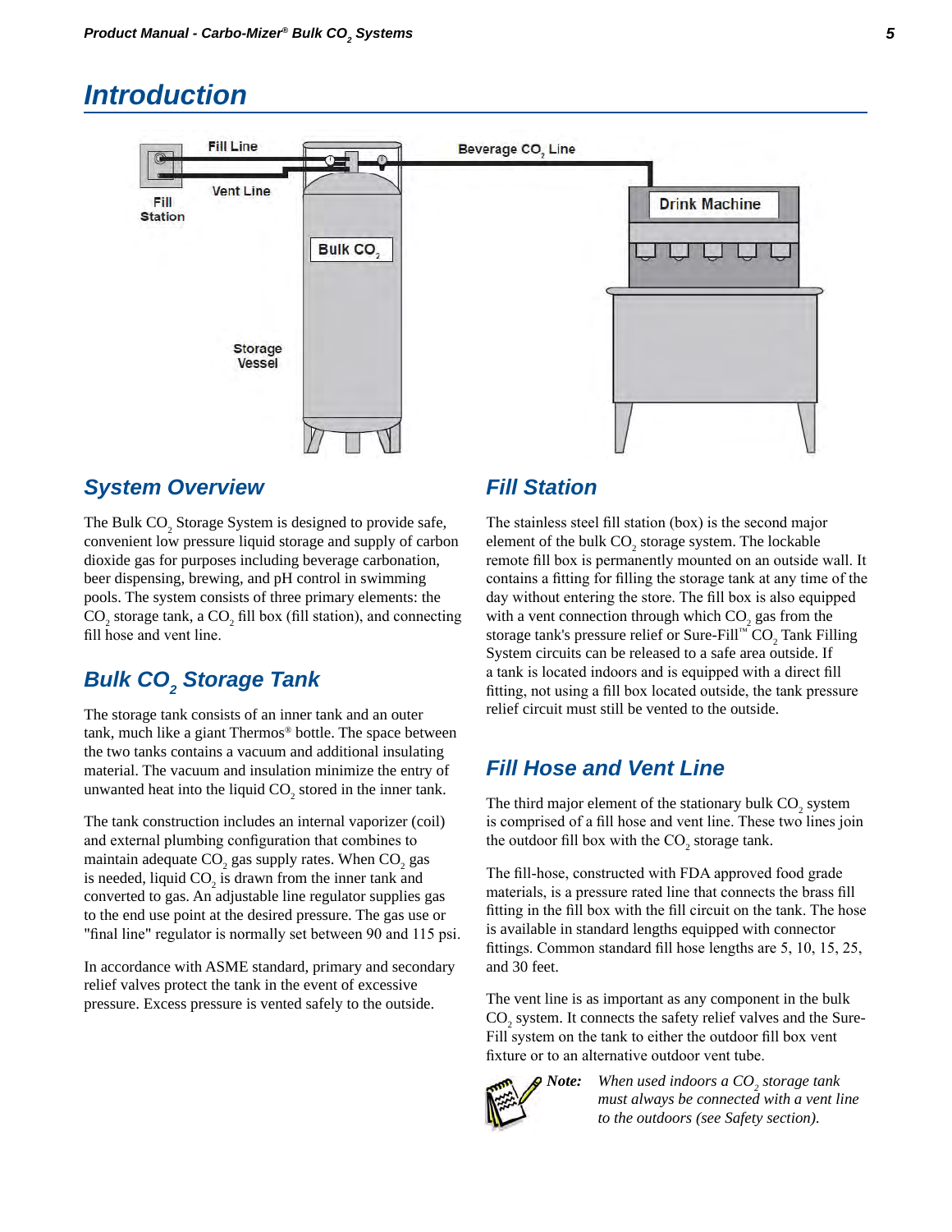# Introduction

## System Overview

The Bulk $CO_2$ Storage System is designed to provide safe, convenient low pressure liquid storage and supply of carbon dioxide gas for purposes including beverage carbonation, beer dispensing, brewing, and pH control in swimming pools. The system consists of three primary elements: the $CO_2$ storage tank, a $CO_2$ fill box (fill station), and connecting fill hose and vent line.

## Bulk $CO_2$ Storage Tank

The storage tank consists of an inner tank and an outer tank, much like a giant Thermos® bottle. The space between the two tanks contains a vacuum and additional insulating material. The vacuum and insulation minimize the entry of unwanted heat into the liquid $CO_2$ stored in the inner tank.

The tank construction includes an internal vaporizer (coil) and external plumbing configuration that combines to maintain adequate $CO_2$ gas supply rates. When $CO_2$ gas is needed, liquid $CO_2$ is drawn from the inner tank and converted to gas. An adjustable line regulator supplies gas to the end use point at the desired pressure. The gas use or "final line" regulator is normally set between 90 and 115 psi.

In accordance with ASME standard, primary and secondary relief valves protect the tank in the event of excessive pressure. Excess pressure is vented safely to the outside.

## Fill Station

The stainless steel fill station (box) is the second major element of the bulk $CO_2$ storage system. The lockable remote fill box is permanently mounted on an outside wall. It contains a fitting for filling the storage tank at any time of the day without entering the store. The fill box is also equipped with a vent connection through which $CO_2$ gas from the storage tank's pressure relief or Sure-Fill™ $CO_2$ Tank Filling System circuits can be released to a safe area outside. If a tank is located indoors and is equipped with a direct fill fitting, not using a fill box located outside, the tank pressure relief circuit must still be vented to the outside.

## Fill Hose and Vent Line

The third major element of the stationary bulk $CO_2$ system is comprised of a fill hose and vent line. These two lines join the outdoor fill box with the $CO_2$ storage tank.

The fill-hose, constructed with FDA approved food grade materials, is a pressure rated line that connects the brass fill fitting in the fill box with the fill circuit on the tank. The hose is available in standard lengths equipped with connector fittings. Common standard fill hose lengths are 5, 10, 15, 25, and 30 feet.

The vent line is as important as any component in the bulk $CO_2$ system. It connects the safety relief valves and the Sure-Fill system on the tank to either the outdoor fill box vent fixture or to an alternative outdoor vent tube.

***Note:*** *When used indoors a $CO_2$ storage tank must always be connected with a vent line to the outdoors (see Safety section).*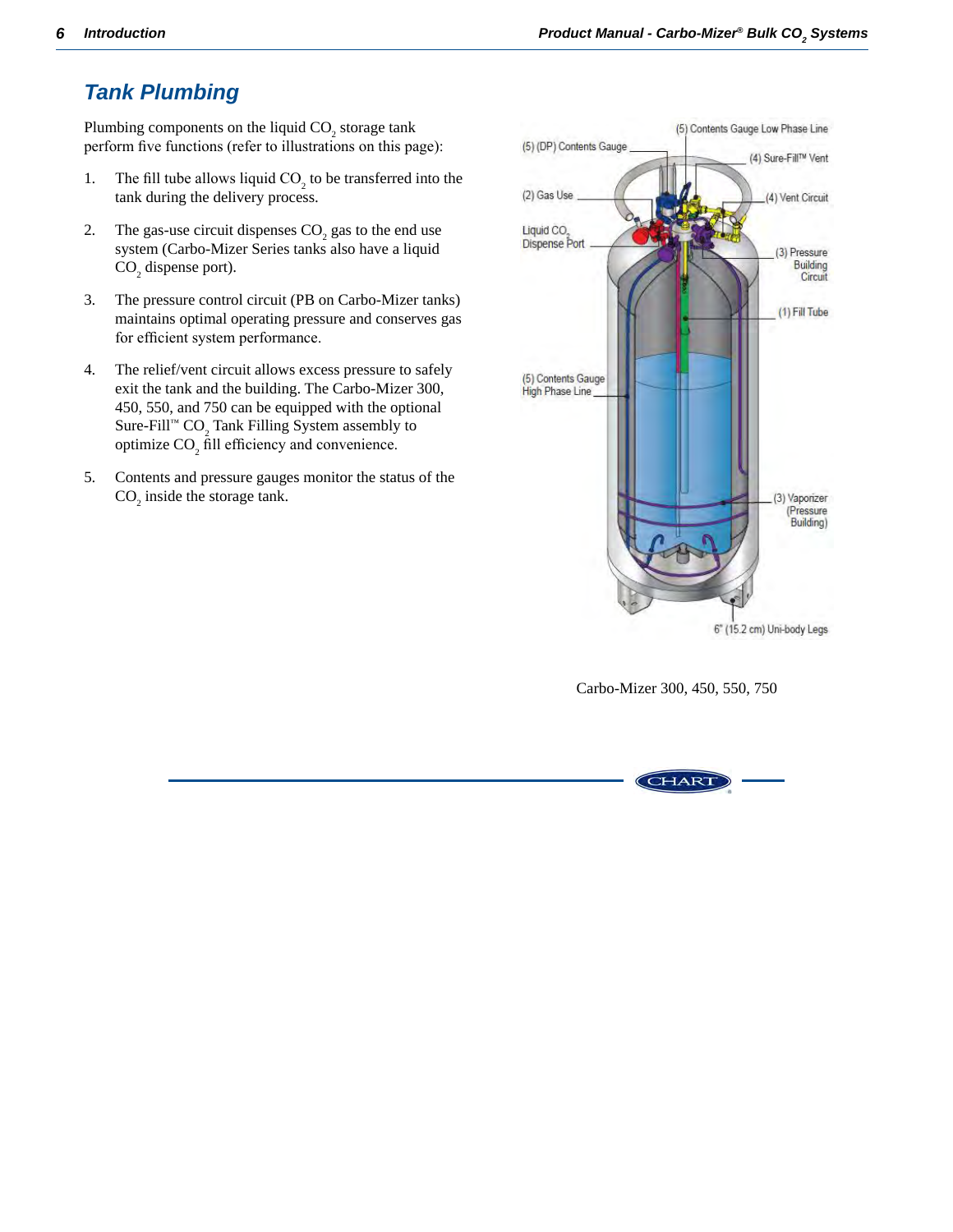## Tank Plumbing

Plumbing components on the liquid $CO_2$ storage tank perform five functions (refer to illustrations on this page):

1. The fill tube allows liquid $CO_2$ to be transferred into the tank during the delivery process.

2. The gas-use circuit dispenses $CO_2$ gas to the end use system (Carbo-Mizer Series tanks also have a liquid $CO_2$ dispense port).

3. The pressure control circuit (PB on Carbo-Mizer tanks) maintains optimal operating pressure and conserves gas for efficient system performance.

4. The relief/vent circuit allows excess pressure to safely exit the tank and the building. The Carbo-Mizer 300, 450, 550, and 750 can be equipped with the optional Sure-Fill™ $CO_2$ Tank Filling System assembly to optimize $CO_2$ fill efficiency and convenience.

5. Contents and pressure gauges monitor the status of the $CO_2$ inside the storage tank.

(5) Contents Gauge Low Phase Line
(5) (DP) Contents Gauge
(4) Sure-Fill™ Vent
(2) Gas Use
(4) Vent Circuit
Liquid $CO_2$ Dispense Port
(3) Pressure Building Circuit
(1) Fill Tube
(5) Contents Gauge High Phase Line
(3) Vaporizer (Pressure Building)
6" (15.2 cm) Uni-body Legs

Carbo-Mizer 300, 450, 550, 750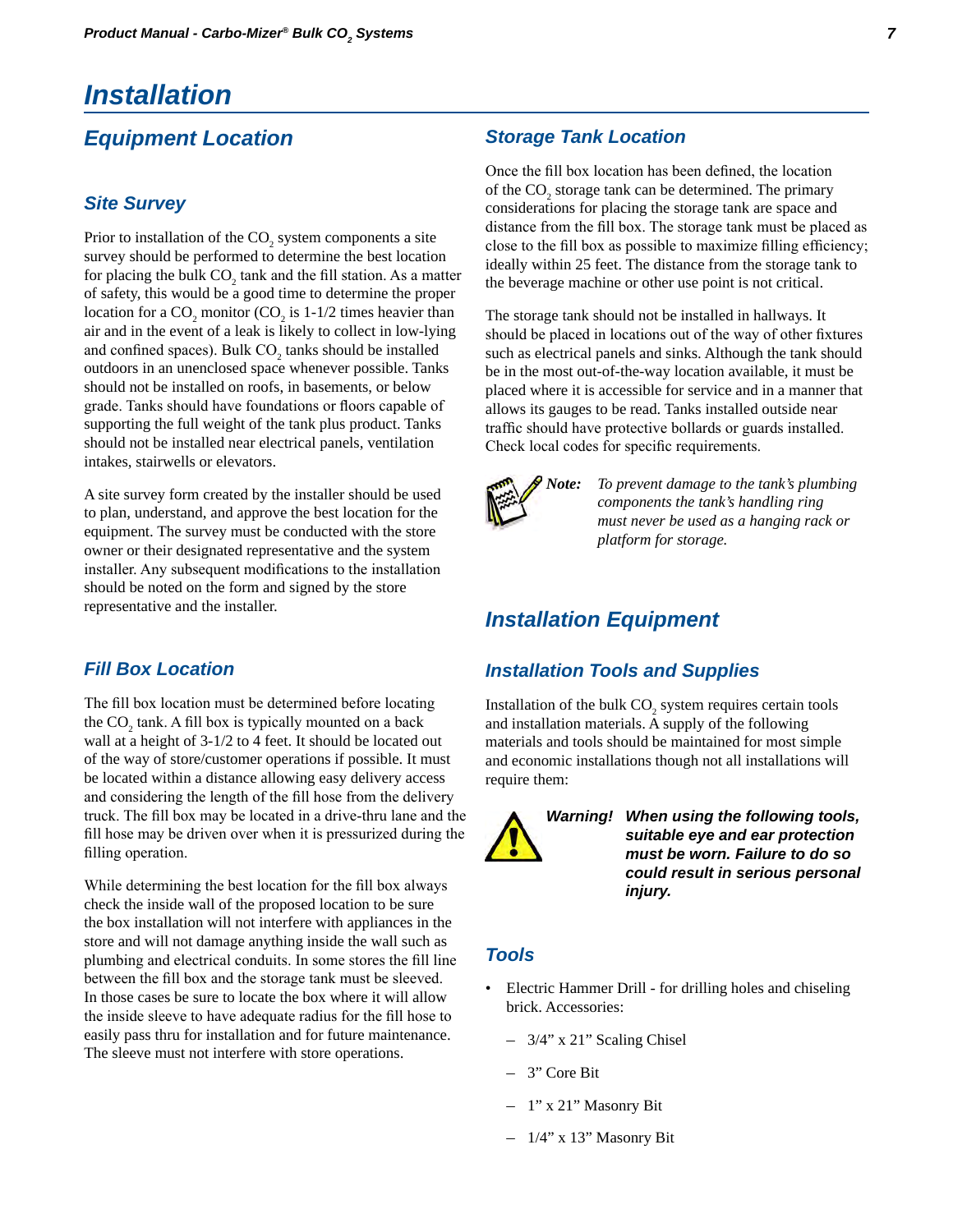# Installation

## Equipment Location

### Site Survey

Prior to installation of the $CO_2$ system components a site survey should be performed to determine the best location for placing the bulk $CO_2$ tank and the fill station. As a matter of safety, this would be a good time to determine the proper location for a $CO_2$ monitor ($CO_2$ is 1-1/2 times heavier than air and in the event of a leak is likely to collect in low-lying and confined spaces). Bulk $CO_2$ tanks should be installed outdoors in an unenclosed space whenever possible. Tanks should not be installed on roofs, in basements, or below grade. Tanks should have foundations or floors capable of supporting the full weight of the tank plus product. Tanks should not be installed near electrical panels, ventilation intakes, stairwells or elevators.

A site survey form created by the installer should be used to plan, understand, and approve the best location for the equipment. The survey must be conducted with the store owner or their designated representative and the system installer. Any subsequent modifications to the installation should be noted on the form and signed by the store representative and the installer.

### Fill Box Location

The fill box location must be determined before locating the $CO_2$ tank. A fill box is typically mounted on a back wall at a height of 3-1/2 to 4 feet. It should be located out of the way of store/customer operations if possible. It must be located within a distance allowing easy delivery access and considering the length of the fill hose from the delivery truck. The fill box may be located in a drive-thru lane and the fill hose may be driven over when it is pressurized during the filling operation.

While determining the best location for the fill box always check the inside wall of the proposed location to be sure the box installation will not interfere with appliances in the store and will not damage anything inside the wall such as plumbing and electrical conduits. In some stores the fill line between the fill box and the storage tank must be sleeved. In those cases be sure to locate the box where it will allow the inside sleeve to have adequate radius for the fill hose to easily pass thru for installation and for future maintenance. The sleeve must not interfere with store operations.

### Storage Tank Location

Once the fill box location has been defined, the location of the $CO_2$ storage tank can be determined. The primary considerations for placing the storage tank are space and distance from the fill box. The storage tank must be placed as close to the fill box as possible to maximize filling efficiency; ideally within 25 feet. The distance from the storage tank to the beverage machine or other use point is not critical.

The storage tank should not be installed in hallways. It should be placed in locations out of the way of other fixtures such as electrical panels and sinks. Although the tank should be in the most out-of-the-way location available, it must be placed where it is accessible for service and in a manner that allows its gauges to be read. Tanks installed outside near traffic should have protective bollards or guards installed. Check local codes for specific requirements.

***Note:*** *To prevent damage to the tank's plumbing components the tank's handling ring must never be used as a hanging rack or platform for storage.*

## Installation Equipment

### Installation Tools and Supplies

Installation of the bulk $CO_2$ system requires certain tools and installation materials. A supply of the following materials and tools should be maintained for most simple and economic installations though not all installations will require them:

***Warning! When using the following tools, suitable eye and ear protection must be worn. Failure to do so could result in serious personal injury.***

### Tools

- Electric Hammer Drill - for drilling holes and chiseling brick. Accessories:
  - 3/4" x 21" Scaling Chisel
  - 3" Core Bit
  - 1" x 21" Masonry Bit
  - 1/4" x 13" Masonry Bit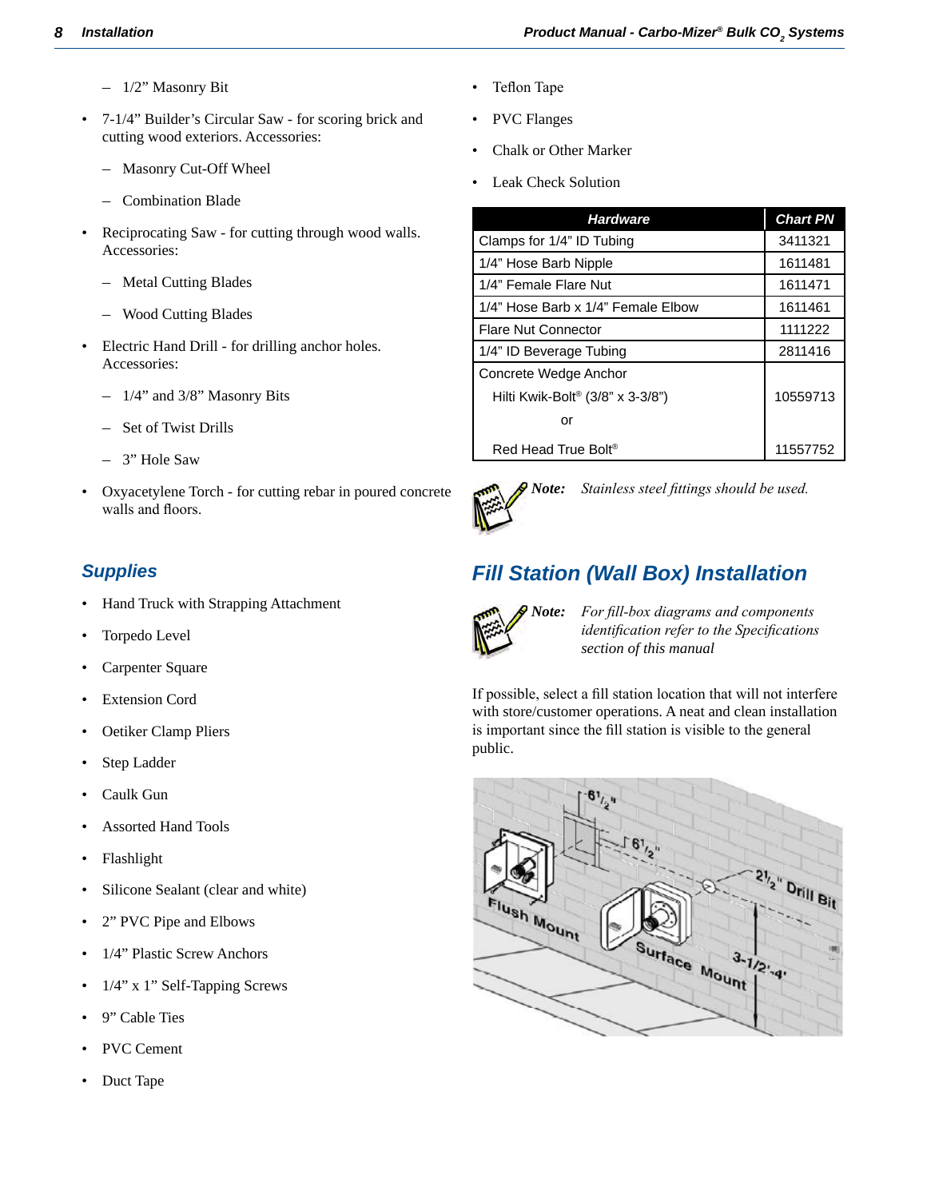- 1/2” Masonry Bit

- 7-1/4” Builder’s Circular Saw - for scoring brick and cutting wood exteriors. Accessories:
  - Masonry Cut-Off Wheel
  - Combination Blade
- Reciprocating Saw - for cutting through wood walls. Accessories:
  - Metal Cutting Blades
  - Wood Cutting Blades
- Electric Hand Drill - for drilling anchor holes. Accessories:
  - 1/4” and 3/8” Masonry Bits
  - Set of Twist Drills
  - 3” Hole Saw
- Oxyacetylene Torch - for cutting rebar in poured concrete walls and floors.

### Supplies

- Hand Truck with Strapping Attachment
- Torpedo Level
- Carpenter Square
- Extension Cord
- Oetiker Clamp Pliers
- Step Ladder
- Caulk Gun
- Assorted Hand Tools
- Flashlight
- Silicone Sealant (clear and white)
- 2” PVC Pipe and Elbows
- 1/4” Plastic Screw Anchors
- 1/4” x 1” Self-Tapping Screws
- 9” Cable Ties
- PVC Cement
- Duct Tape
- Teflon Tape
- PVC Flanges
- Chalk or Other Marker
- Leak Check Solution

| Hardware | Chart PN |
|---|---|
| Clamps for 1/4” ID Tubing | 3411321 |
| 1/4” Hose Barb Nipple | 1611481 |
| 1/4” Female Flare Nut | 1611471 |
| 1/4” Hose Barb x 1/4” Female Elbow | 1611461 |
| Flare Nut Connector | 1111222 |
| 1/4” ID Beverage Tubing | 2811416 |
| Concrete Wedge Anchor | |
| Hilti Kwik-Bolt® (3/8” x 3-3/8”) | 10559713 |
| or | |
| Red Head True Bolt® | 11557752 |

**Note:** *Stainless steel fittings should be used.*

## Fill Station (Wall Box) Installation

**Note:** *For fill-box diagrams and components identification refer to the Specifications section of this manual*

If possible, select a fill station location that will not interfere with store/customer operations. A neat and clean installation is important since the fill station is visible to the general public.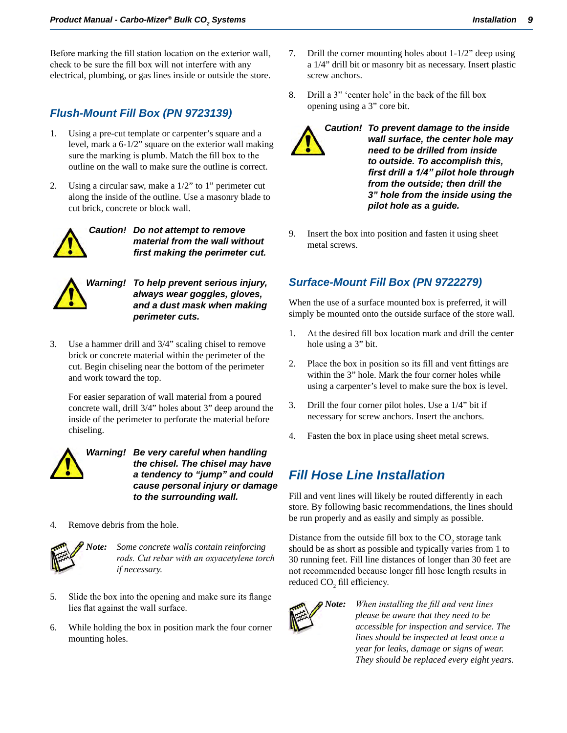Before marking the fill station location on the exterior wall, check to be sure the fill box will not interfere with any electrical, plumbing, or gas lines inside or outside the store.

## Flush-Mount Fill Box (PN 9723139)

1. Using a pre-cut template or carpenter's square and a level, mark a 6-1/2" square on the exterior wall making sure the marking is plumb. Match the fill box to the outline on the wall to make sure the outline is correct.

2. Using a circular saw, make a 1/2" to 1" perimeter cut along the inside of the outline. Use a masonry blade to cut brick, concrete or block wall.

***Caution!*** ***Do not attempt to remove material from the wall without first making the perimeter cut.***

***Warning!*** ***To help prevent serious injury, always wear goggles, gloves, and a dust mask when making perimeter cuts.***

3. Use a hammer drill and 3/4" scaling chisel to remove brick or concrete material within the perimeter of the cut. Begin chiseling near the bottom of the perimeter and work toward the top.

   For easier separation of wall material from a poured concrete wall, drill 3/4" holes about 3" deep around the inside of the perimeter to perforate the material before chiseling.

***Warning!*** ***Be very careful when handling the chisel. The chisel may have a tendency to "jump" and could cause personal injury or damage to the surrounding wall.***

4. Remove debris from the hole.

***Note:*** *Some concrete walls contain reinforcing rods. Cut rebar with an oxyacetylene torch if necessary.*

5. Slide the box into the opening and make sure its flange lies flat against the wall surface.

6. While holding the box in position mark the four corner mounting holes.

7. Drill the corner mounting holes about 1-1/2" deep using a 1/4" drill bit or masonry bit as necessary. Insert plastic screw anchors.

8. Drill a 3" 'center hole' in the back of the fill box opening using a 3" core bit.

***Caution!*** ***To prevent damage to the inside wall surface, the center hole may need to be drilled from inside to outside. To accomplish this, first drill a 1/4" pilot hole through from the outside; then drill the 3" hole from the inside using the pilot hole as a guide.***

9. Insert the box into position and fasten it using sheet metal screws.

## Surface-Mount Fill Box (PN 9722279)

When the use of a surface mounted box is preferred, it will simply be mounted onto the outside surface of the store wall.

1. At the desired fill box location mark and drill the center hole using a 3" bit.

2. Place the box in position so its fill and vent fittings are within the 3" hole. Mark the four corner holes while using a carpenter's level to make sure the box is level.

3. Drill the four corner pilot holes. Use a 1/4" bit if necessary for screw anchors. Insert the anchors.

4. Fasten the box in place using sheet metal screws.

# Fill Hose Line Installation

Fill and vent lines will likely be routed differently in each store. By following basic recommendations, the lines should be run properly and as easily and simply as possible.

Distance from the outside fill box to the $CO_2$ storage tank should be as short as possible and typically varies from 1 to 30 running feet. Fill line distances of longer than 30 feet are not recommended because longer fill hose length results in reduced $CO_2$ fill efficiency.

***Note:*** *When installing the fill and vent lines please be aware that they need to be accessible for inspection and service. The lines should be inspected at least once a year for leaks, damage or signs of wear. They should be replaced every eight years.*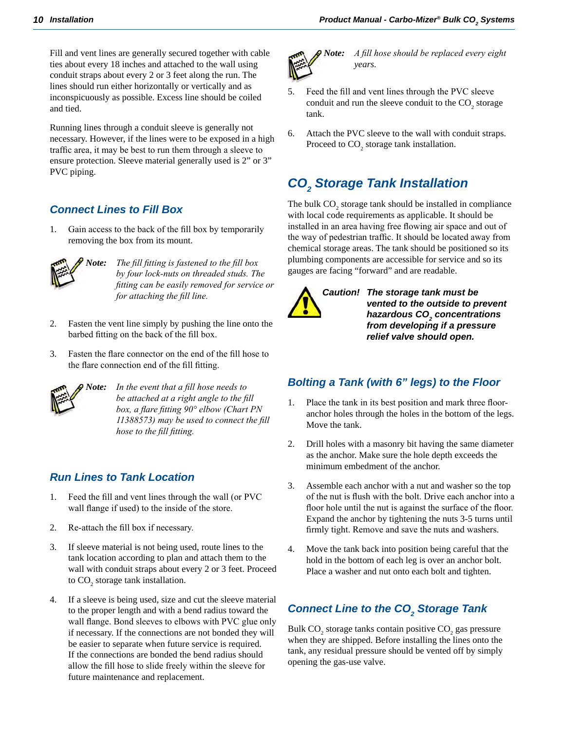Fill and vent lines are generally secured together with cable ties about every 18 inches and attached to the wall using conduit straps about every 2 or 3 feet along the run. The lines should run either horizontally or vertically and as inconspicuously as possible. Excess line should be coiled and tied.

Running lines through a conduit sleeve is generally not necessary. However, if the lines were to be exposed in a high traffic area, it may be best to run them through a sleeve to ensure protection. Sleeve material generally used is 2" or 3" PVC piping.

## Connect Lines to Fill Box

1. Gain access to the back of the fill box by temporarily removing the box from its mount.

> **Note:** *The fill fitting is fastened to the fill box by four lock-nuts on threaded studs. The fitting can be easily removed for service or for attaching the fill line.*

2. Fasten the vent line simply by pushing the line onto the barbed fitting on the back of the fill box.

3. Fasten the flare connector on the end of the fill hose to the flare connection end of the fill fitting.

> **Note:** *In the event that a fill hose needs to be attached at a right angle to the fill box, a flare fitting 90° elbow (Chart PN 11388573) may be used to connect the fill hose to the fill fitting.*

## Run Lines to Tank Location

1. Feed the fill and vent lines through the wall (or PVC wall flange if used) to the inside of the store.

2. Re-attach the fill box if necessary.

3. If sleeve material is not being used, route lines to the tank location according to plan and attach them to the wall with conduit straps about every 2 or 3 feet. Proceed to $CO_2$ storage tank installation.

4. If a sleeve is being used, size and cut the sleeve material to the proper length and with a bend radius toward the wall flange. Bond sleeves to elbows with PVC glue only if necessary. If the connections are not bonded they will be easier to separate when future service is required. If the connections are bonded the bend radius should allow the fill hose to slide freely within the sleeve for future maintenance and replacement.

> **Note:** *A fill hose should be replaced every eight years.*

5. Feed the fill and vent lines through the PVC sleeve conduit and run the sleeve conduit to the $CO_2$ storage tank.

6. Attach the PVC sleeve to the wall with conduit straps. Proceed to $CO_2$ storage tank installation.

## $CO_2$ Storage Tank Installation

The bulk $CO_2$ storage tank should be installed in compliance with local code requirements as applicable. It should be installed in an area having free flowing air space and out of the way of pedestrian traffic. It should be located away from chemical storage areas. The tank should be positioned so its plumbing components are accessible for service and so its gauges are facing "forward" and are readable.

> ***Caution!*** **The storage tank must be vented to the outside to prevent hazardous $CO_2$ concentrations from developing if a pressure relief valve should open.**

## Bolting a Tank (with 6" legs) to the Floor

1. Place the tank in its best position and mark three floor-anchor holes through the holes in the bottom of the legs. Move the tank.

2. Drill holes with a masonry bit having the same diameter as the anchor. Make sure the hole depth exceeds the minimum embedment of the anchor.

3. Assemble each anchor with a nut and washer so the top of the nut is flush with the bolt. Drive each anchor into a floor hole until the nut is against the surface of the floor. Expand the anchor by tightening the nuts 3-5 turns until firmly tight. Remove and save the nuts and washers.

4. Move the tank back into position being careful that the hold in the bottom of each leg is over an anchor bolt. Place a washer and nut onto each bolt and tighten.

## Connect Line to the $CO_2$ Storage Tank

Bulk $CO_2$ storage tanks contain positive $CO_2$ gas pressure when they are shipped. Before installing the lines onto the tank, any residual pressure should be vented off by simply opening the gas-use valve.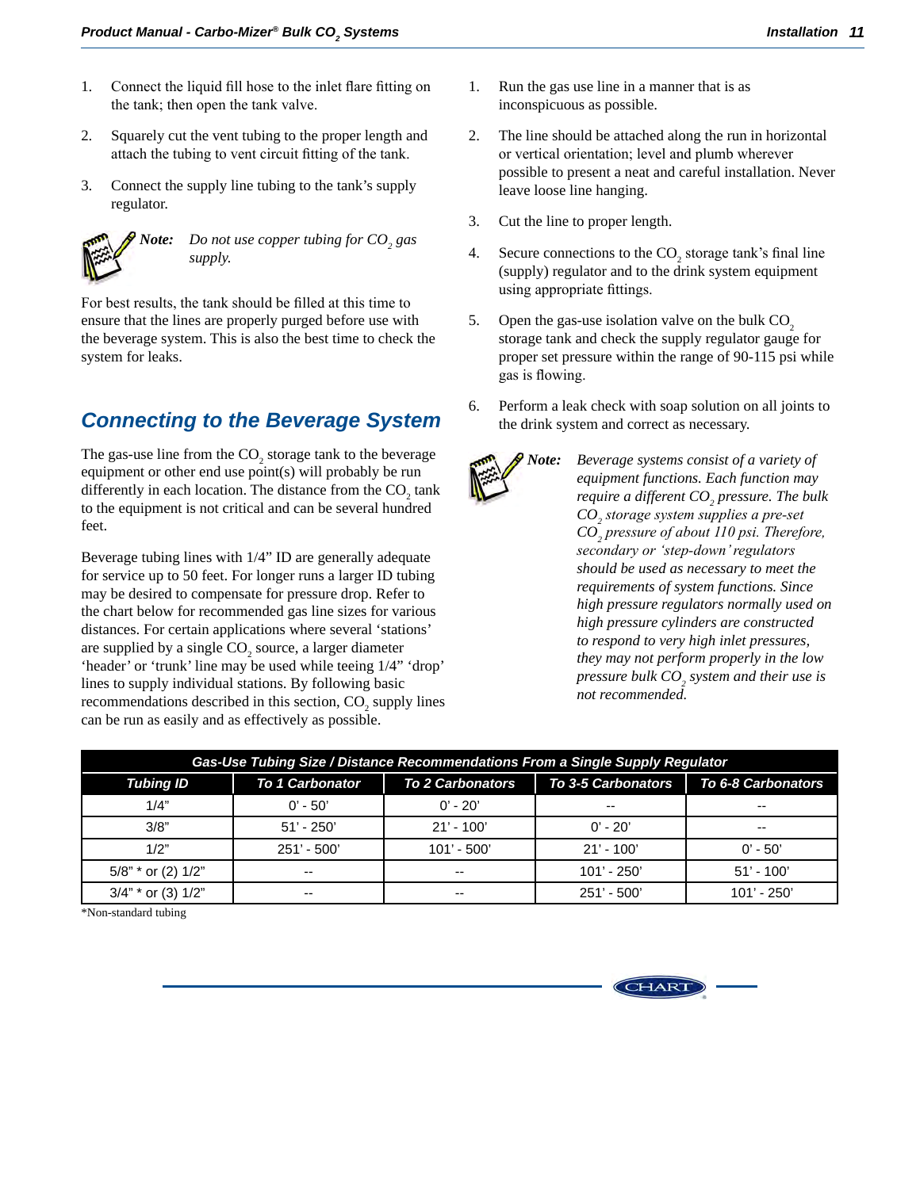1. Connect the liquid fill hose to the inlet flare fitting on the tank; then open the tank valve.

2. Squarely cut the vent tubing to the proper length and attach the tubing to vent circuit fitting of the tank.

3. Connect the supply line tubing to the tank's supply regulator.

**Note:** *Do not use copper tubing for $CO_2$ gas supply.*

For best results, the tank should be filled at this time to ensure that the lines are properly purged before use with the beverage system. This is also the best time to check the system for leaks.

## Connecting to the Beverage System

The gas-use line from the $CO_2$ storage tank to the beverage equipment or other end use point(s) will probably be run differently in each location. The distance from the $CO_2$ tank to the equipment is not critical and can be several hundred feet.

Beverage tubing lines with 1/4" ID are generally adequate for service up to 50 feet. For longer runs a larger ID tubing may be desired to compensate for pressure drop. Refer to the chart below for recommended gas line sizes for various distances. For certain applications where several 'stations' are supplied by a single $CO_2$ source, a larger diameter 'header' or 'trunk' line may be used while teeing 1/4" 'drop' lines to supply individual stations. By following basic recommendations described in this section, $CO_2$ supply lines can be run as easily and as effectively as possible.

1. Run the gas use line in a manner that is as inconspicuous as possible.

2. The line should be attached along the run in horizontal or vertical orientation; level and plumb wherever possible to present a neat and careful installation. Never leave loose line hanging.

3. Cut the line to proper length.

4. Secure connections to the $CO_2$ storage tank's final line (supply) regulator and to the drink system equipment using appropriate fittings.

5. Open the gas-use isolation valve on the bulk $CO_2$ storage tank and check the supply regulator gauge for proper set pressure within the range of 90-115 psi while gas is flowing.

6. Perform a leak check with soap solution on all joints to the drink system and correct as necessary.

**Note:** *Beverage systems consist of a variety of equipment functions. Each function may require a different $CO_2$ pressure. The bulk $CO_2$ storage system supplies a pre-set $CO_2$ pressure of about 110 psi. Therefore, secondary or 'step-down' regulators should be used as necessary to meet the requirements of system functions. Since high pressure regulators normally used on high pressure cylinders are constructed to respond to very high inlet pressures, they may not perform properly in the low pressure bulk $CO_2$ system and their use is not recommended.*

| Gas-Use Tubing Size / Distance Recommendations From a Single Supply Regulator | | | | |
|---|---|---|---|---|
| **Tubing ID** | **To 1 Carbonator** | **To 2 Carbonators** | **To 3-5 Carbonators** | **To 6-8 Carbonators** |
| 1/4" | 0' - 50' | 0' - 20' | -- | -- |
| 3/8" | 51' - 250' | 21' - 100' | 0' - 20' | -- |
| 1/2" | 251' - 500' | 101' - 500' | 21' - 100' | 0' - 50' |
| 5/8" * or (2) 1/2" | -- | -- | 101' - 250' | 51' - 100' |
| 3/4" * or (3) 1/2" | -- | -- | 251' - 500' | 101' - 250' |

*Non-standard tubing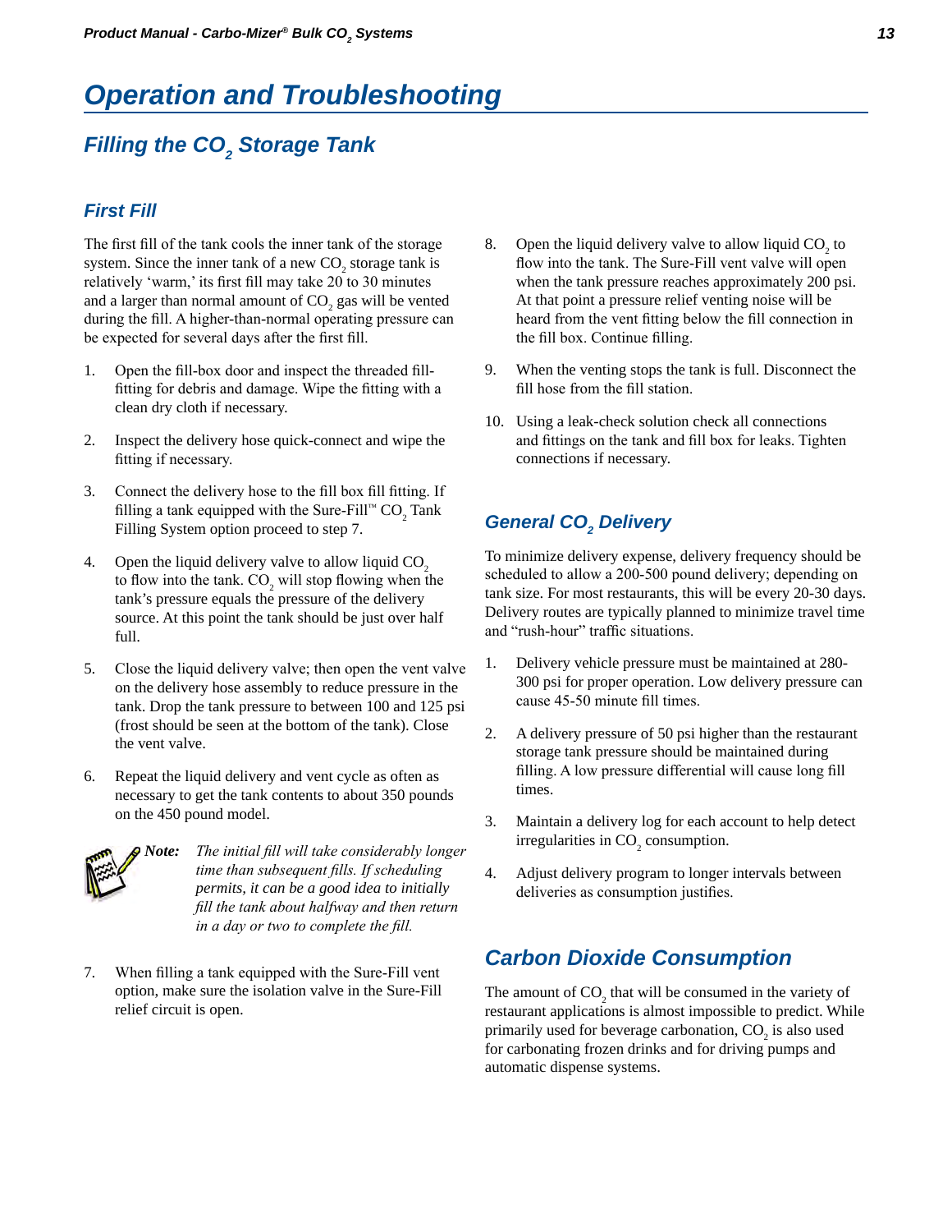# Operation and Troubleshooting

## Filling the $CO_2$ Storage Tank

### First Fill

The first fill of the tank cools the inner tank of the storage system. Since the inner tank of a new $CO_2$ storage tank is relatively 'warm,' its first fill may take 20 to 30 minutes and a larger than normal amount of $CO_2$ gas will be vented during the fill. A higher-than-normal operating pressure can be expected for several days after the first fill.

1. Open the fill-box door and inspect the threaded fill-fitting for debris and damage. Wipe the fitting with a clean dry cloth if necessary.

2. Inspect the delivery hose quick-connect and wipe the fitting if necessary.

3. Connect the delivery hose to the fill box fill fitting. If filling a tank equipped with the Sure-Fill™ $CO_2$ Tank Filling System option proceed to step 7.

4. Open the liquid delivery valve to allow liquid $CO_2$ to flow into the tank. $CO_2$ will stop flowing when the tank's pressure equals the pressure of the delivery source. At this point the tank should be just over half full.

5. Close the liquid delivery valve; then open the vent valve on the delivery hose assembly to reduce pressure in the tank. Drop the tank pressure to between 100 and 125 psi (frost should be seen at the bottom of the tank). Close the vent valve.

6. Repeat the liquid delivery and vent cycle as often as necessary to get the tank contents to about 350 pounds on the 450 pound model.

**Note:** *The initial fill will take considerably longer time than subsequent fills. If scheduling permits, it can be a good idea to initially fill the tank about halfway and then return in a day or two to complete the fill.*

7. When filling a tank equipped with the Sure-Fill vent option, make sure the isolation valve in the Sure-Fill relief circuit is open.

8. Open the liquid delivery valve to allow liquid $CO_2$ to flow into the tank. The Sure-Fill vent valve will open when the tank pressure reaches approximately 200 psi. At that point a pressure relief venting noise will be heard from the vent fitting below the fill connection in the fill box. Continue filling.

9. When the venting stops the tank is full. Disconnect the fill hose from the fill station.

10. Using a leak-check solution check all connections and fittings on the tank and fill box for leaks. Tighten connections if necessary.

### General $CO_2$ Delivery

To minimize delivery expense, delivery frequency should be scheduled to allow a 200-500 pound delivery; depending on tank size. For most restaurants, this will be every 20-30 days. Delivery routes are typically planned to minimize travel time and "rush-hour" traffic situations.

1. Delivery vehicle pressure must be maintained at 280-300 psi for proper operation. Low delivery pressure can cause 45-50 minute fill times.

2. A delivery pressure of 50 psi higher than the restaurant storage tank pressure should be maintained during filling. A low pressure differential will cause long fill times.

3. Maintain a delivery log for each account to help detect irregularities in $CO_2$ consumption.

4. Adjust delivery program to longer intervals between deliveries as consumption justifies.

## Carbon Dioxide Consumption

The amount of $CO_2$ that will be consumed in the variety of restaurant applications is almost impossible to predict. While primarily used for beverage carbonation, $CO_2$ is also used for carbonating frozen drinks and for driving pumps and automatic dispense systems.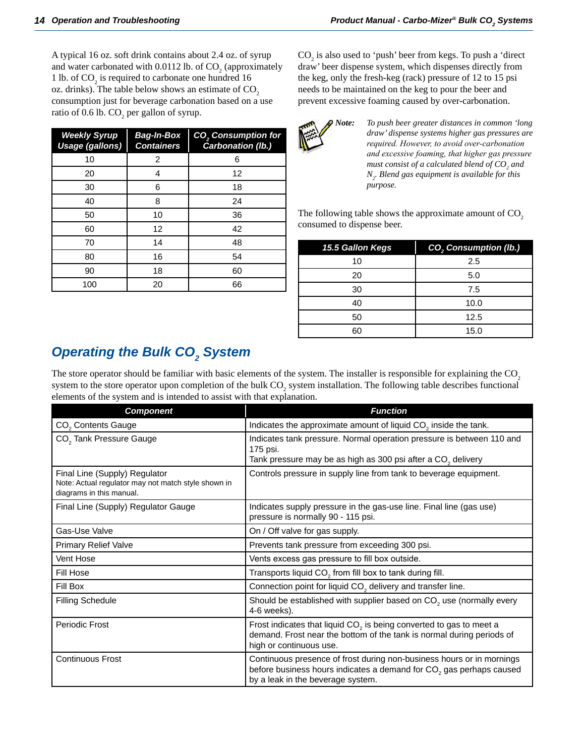A typical 16 oz. soft drink contains about 2.4 oz. of syrup and water carbonated with 0.0112 lb. of $CO_2$ (approximately 1 lb. of $CO_2$ is required to carbonate one hundred 16 oz. drinks). The table below shows an estimate of $CO_2$ consumption just for beverage carbonation based on a use ratio of 0.6 lb. $CO_2$ per gallon of syrup.

| Weekly Syrup Usage (gallons) | Bag-In-Box Containers | $CO_2$ Consumption for Carbonation (lb.) |
|---|---|---|
| 10 | 2 | 6 |
| 20 | 4 | 12 |
| 30 | 6 | 18 |
| 40 | 8 | 24 |
| 50 | 10 | 36 |
| 60 | 12 | 42 |
| 70 | 14 | 48 |
| 80 | 16 | 54 |
| 90 | 18 | 60 |
| 100 | 20 | 66 |

$CO_2$ is also used to 'push' beer from kegs. To push a 'direct draw' beer dispense system, which dispenses directly from the keg, only the fresh-keg (rack) pressure of 12 to 15 psi needs to be maintained on the keg to pour the beer and prevent excessive foaming caused by over-carbonation.

**Note:** *To push beer greater distances in common 'long draw' dispense systems higher gas pressures are required. However, to avoid over-carbonation and excessive foaming, that higher gas pressure must consist of a calculated blend of $CO_2$ and $N_2$. Blend gas equipment is available for this purpose.*

The following table shows the approximate amount of $CO_2$ consumed to dispense beer.

| 15.5 Gallon Kegs | $CO_2$ Consumption (lb.) |
|---|---|
| 10 | 2.5 |
| 20 | 5.0 |
| 30 | 7.5 |
| 40 | 10.0 |
| 50 | 12.5 |
| 60 | 15.0 |

## Operating the Bulk $CO_2$ System

The store operator should be familiar with basic elements of the system. The installer is responsible for explaining the $CO_2$ system to the store operator upon completion of the bulk $CO_2$ system installation. The following table describes functional elements of the system and is intended to assist with that explanation.

| Component | Function |
|---|---|
| $CO_2$ Contents Gauge | Indicates the approximate amount of liquid $CO_2$ inside the tank. |
| $CO_2$ Tank Pressure Gauge | Indicates tank pressure. Normal operation pressure is between 110 and 175 psi. Tank pressure may be as high as 300 psi after a $CO_2$ delivery |
| Final Line (Supply) Regulator<br>Note: Actual regulator may not match style shown in diagrams in this manual. | Controls pressure in supply line from tank to beverage equipment. |
| Final Line (Supply) Regulator Gauge | Indicates supply pressure in the gas-use line. Final line (gas use) pressure is normally 90 - 115 psi. |
| Gas-Use Valve | On / Off valve for gas supply. |
| Primary Relief Valve | Prevents tank pressure from exceeding 300 psi. |
| Vent Hose | Vents excess gas pressure to fill box outside. |
| Fill Hose | Transports liquid $CO_2$ from fill box to tank during fill. |
| Fill Box | Connection point for liquid $CO_2$ delivery and transfer line. |
| Filling Schedule | Should be established with supplier based on $CO_2$ use (normally every 4-6 weeks). |
| Periodic Frost | Frost indicates that liquid $CO_2$ is being converted to gas to meet a demand. Frost near the bottom of the tank is normal during periods of high or continuous use. |
| Continuous Frost | Continuous presence of frost during non-business hours or in mornings before business hours indicates a demand for $CO_2$ gas perhaps caused by a leak in the beverage system. |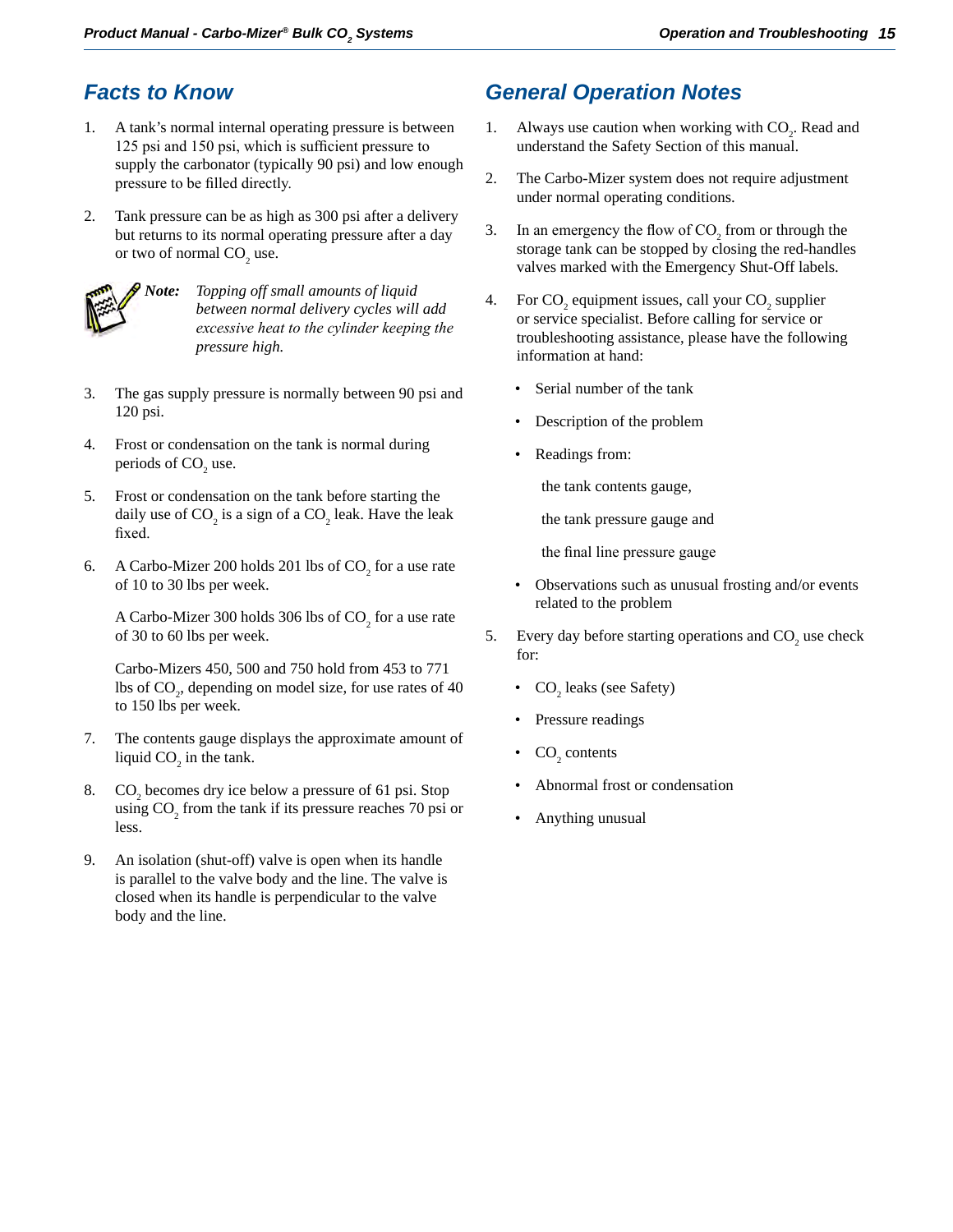## Facts to Know

1. A tank's normal internal operating pressure is between 125 psi and 150 psi, which is sufficient pressure to supply the carbonator (typically 90 psi) and low enough pressure to be filled directly.

2. Tank pressure can be as high as 300 psi after a delivery but returns to its normal operating pressure after a day or two of normal $CO_2$ use.

   ***Note:*** *Topping off small amounts of liquid between normal delivery cycles will add excessive heat to the cylinder keeping the pressure high.*

3. The gas supply pressure is normally between 90 psi and 120 psi.

4. Frost or condensation on the tank is normal during periods of $CO_2$ use.

5. Frost or condensation on the tank before starting the daily use of $CO_2$ is a sign of a $CO_2$ leak. Have the leak fixed.

6. A Carbo-Mizer 200 holds 201 lbs of $CO_2$ for a use rate of 10 to 30 lbs per week.

   A Carbo-Mizer 300 holds 306 lbs of $CO_2$ for a use rate of 30 to 60 lbs per week.

   Carbo-Mizers 450, 500 and 750 hold from 453 to 771 lbs of $CO_2$, depending on model size, for use rates of 40 to 150 lbs per week.

7. The contents gauge displays the approximate amount of liquid $CO_2$ in the tank.

8. $CO_2$ becomes dry ice below a pressure of 61 psi. Stop using $CO_2$ from the tank if its pressure reaches 70 psi or less.

9. An isolation (shut-off) valve is open when its handle is parallel to the valve body and the line. The valve is closed when its handle is perpendicular to the valve body and the line.

## General Operation Notes

1. Always use caution when working with $CO_2$. Read and understand the Safety Section of this manual.

2. The Carbo-Mizer system does not require adjustment under normal operating conditions.

3. In an emergency the flow of $CO_2$ from or through the storage tank can be stopped by closing the red-handles valves marked with the Emergency Shut-Off labels.

4. For $CO_2$ equipment issues, call your $CO_2$ supplier or service specialist. Before calling for service or troubleshooting assistance, please have the following information at hand:

   - Serial number of the tank
   - Description of the problem
   - Readings from:

     the tank contents gauge,

     the tank pressure gauge and

     the final line pressure gauge
   - Observations such as unusual frosting and/or events related to the problem

5. Every day before starting operations and $CO_2$ use check for:

   - $CO_2$ leaks (see Safety)
   - Pressure readings
   - $CO_2$ contents
   - Abnormal frost or condensation
   - Anything unusual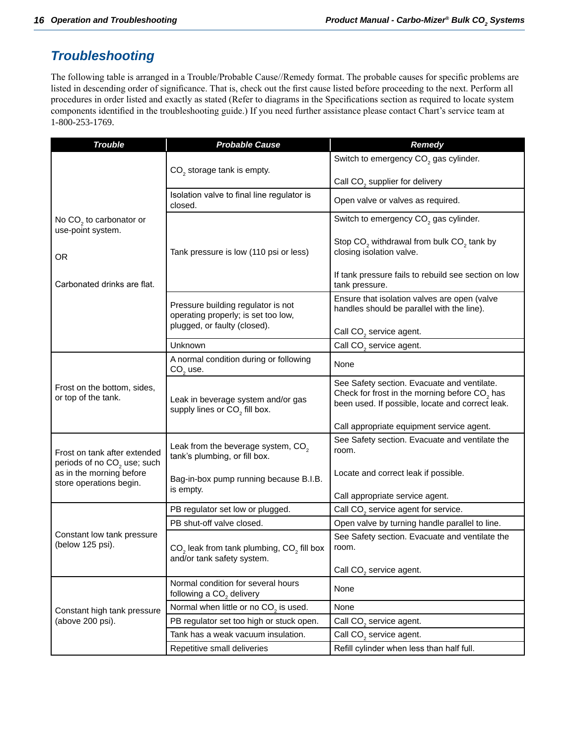## Troubleshooting

The following table is arranged in a Trouble/Probable Cause//Remedy format. The probable causes for specific problems are listed in descending order of significance. That is, check out the first cause listed before proceeding to the next. Perform all procedures in order listed and exactly as stated (Refer to diagrams in the Specifications section as required to locate system components identified in the troubleshooting guide.) If you need further assistance please contact Chart's service team at 1-800-253-1769.

| Trouble | Probable Cause | Remedy |
|---|---|---|
| No $CO_2$ to carbonator or use-point system. OR Carbonated drinks are flat. | $CO_2$ storage tank is empty. | Switch to emergency $CO_2$ gas cylinder. Call $CO_2$ supplier for delivery |
| | Isolation valve to final line regulator is closed. | Open valve or valves as required. |
| | Tank pressure is low (110 psi or less) | Switch to emergency $CO_2$ gas cylinder. Stop $CO_2$ withdrawal from bulk $CO_2$ tank by closing isolation valve. If tank pressure fails to rebuild see section on low tank pressure. |
| | Pressure building regulator is not operating properly; is set too low, plugged, or faulty (closed). | Ensure that isolation valves are open (valve handles should be parallel with the line). Call $CO_2$ service agent. |
| | Unknown | Call $CO_2$ service agent. |
| Frost on the bottom, sides, or top of the tank. | A normal condition during or following $CO_2$ use. | None |
| | Leak in beverage system and/or gas supply lines or $CO_2$ fill box. | See Safety section. Evacuate and ventilate. Check for frost in the morning before $CO_2$ has been used. If possible, locate and correct leak. Call appropriate equipment service agent. |
| Frost on tank after extended periods of no $CO_2$ use; such as in the morning before store operations begin. | Leak from the beverage system, $CO_2$ tank's plumbing, or fill box. Bag-in-box pump running because B.I.B. is empty. | See Safety section. Evacuate and ventilate the room. Locate and correct leak if possible. Call appropriate service agent. |
| Constant low tank pressure (below 125 psi). | PB regulator set low or plugged. | Call $CO_2$ service agent for service. |
| | PB shut-off valve closed. | Open valve by turning handle parallel to line. |
| | $CO_2$ leak from tank plumbing, $CO_2$ fill box and/or tank safety system. | See Safety section. Evacuate and ventilate the room. Call $CO_2$ service agent. |
| Constant high tank pressure (above 200 psi). | Normal condition for several hours following a $CO_2$ delivery | None |
| | Normal when little or no $CO_2$ is used. | None |
| | PB regulator set too high or stuck open. | Call $CO_2$ service agent. |
| | Tank has a weak vacuum insulation. | Call $CO_2$ service agent. |
| | Repetitive small deliveries | Refill cylinder when less than half full. |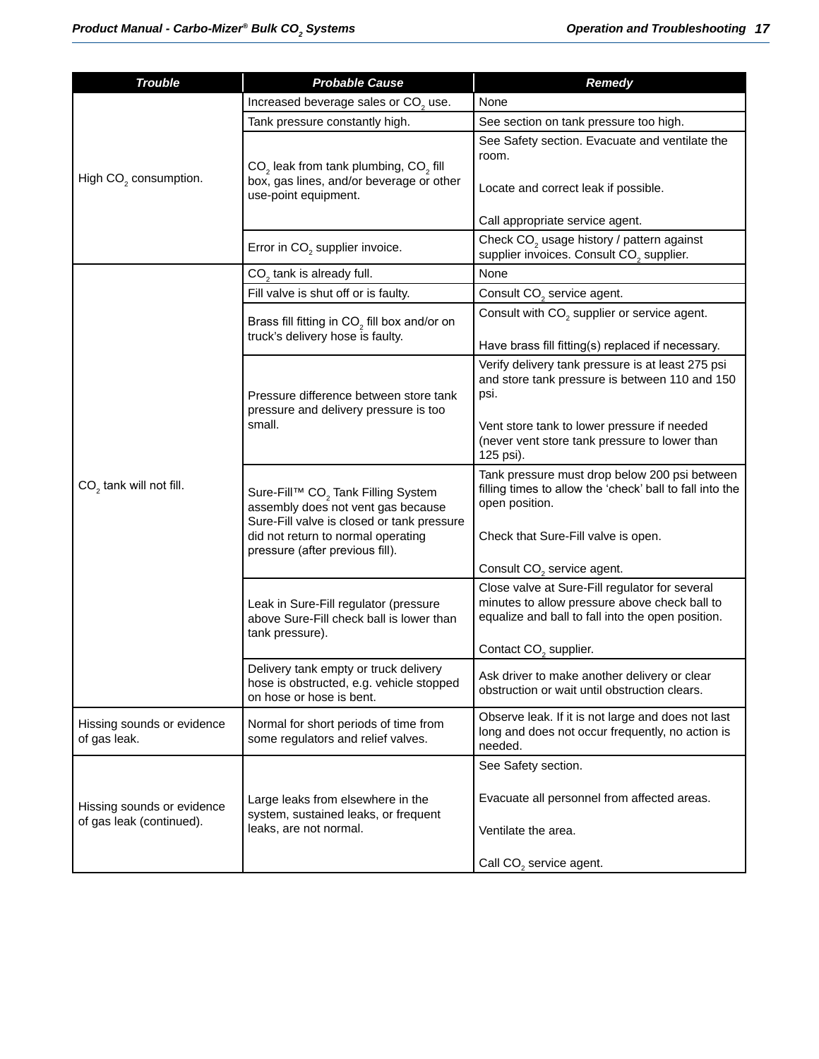| Trouble | Probable Cause | Remedy |
|---|---|---|
| High $CO_2$ consumption. | Increased beverage sales or $CO_2$ use. | None |
| | Tank pressure constantly high. | See section on tank pressure too high. |
| | $CO_2$ leak from tank plumbing, $CO_2$ fill box, gas lines, and/or beverage or other use-point equipment. | See Safety section. Evacuate and ventilate the room.<br><br>Locate and correct leak if possible.<br><br>Call appropriate service agent. |
| | Error in $CO_2$ supplier invoice. | Check $CO_2$ usage history / pattern against supplier invoices. Consult $CO_2$ supplier. |
| $CO_2$ tank will not fill. | $CO_2$ tank is already full. | None |
| | Fill valve is shut off or is faulty. | Consult $CO_2$ service agent. |
| | Brass fill fitting in $CO_2$ fill box and/or on truck's delivery hose is faulty. | Consult with $CO_2$ supplier or service agent.<br><br>Have brass fill fitting(s) replaced if necessary. |
| | Pressure difference between store tank pressure and delivery pressure is too small. | Verify delivery tank pressure is at least 275 psi and store tank pressure is between 110 and 150 psi.<br><br>Vent store tank to lower pressure if needed (never vent store tank pressure to lower than 125 psi). |
| | Sure-Fill™ $CO_2$ Tank Filling System assembly does not vent gas because Sure-Fill valve is closed or tank pressure did not return to normal operating pressure (after previous fill). | Tank pressure must drop below 200 psi between filling times to allow the 'check' ball to fall into the open position.<br><br>Check that Sure-Fill valve is open.<br><br>Consult $CO_2$ service agent. |
| | Leak in Sure-Fill regulator (pressure above Sure-Fill check ball is lower than tank pressure). | Close valve at Sure-Fill regulator for several minutes to allow pressure above check ball to equalize and ball to fall into the open position.<br><br>Contact $CO_2$ supplier. |
| | Delivery tank empty or truck delivery hose is obstructed, e.g. vehicle stopped on hose or hose is bent. | Ask driver to make another delivery or clear obstruction or wait until obstruction clears. |
| Hissing sounds or evidence of gas leak. | Normal for short periods of time from some regulators and relief valves. | Observe leak. If it is not large and does not last long and does not occur frequently, no action is needed. |
| Hissing sounds or evidence of gas leak (continued). | Large leaks from elsewhere in the system, sustained leaks, or frequent leaks, are not normal. | See Safety section.<br><br>Evacuate all personnel from affected areas.<br><br>Ventilate the area.<br><br>Call $CO_2$ service agent. |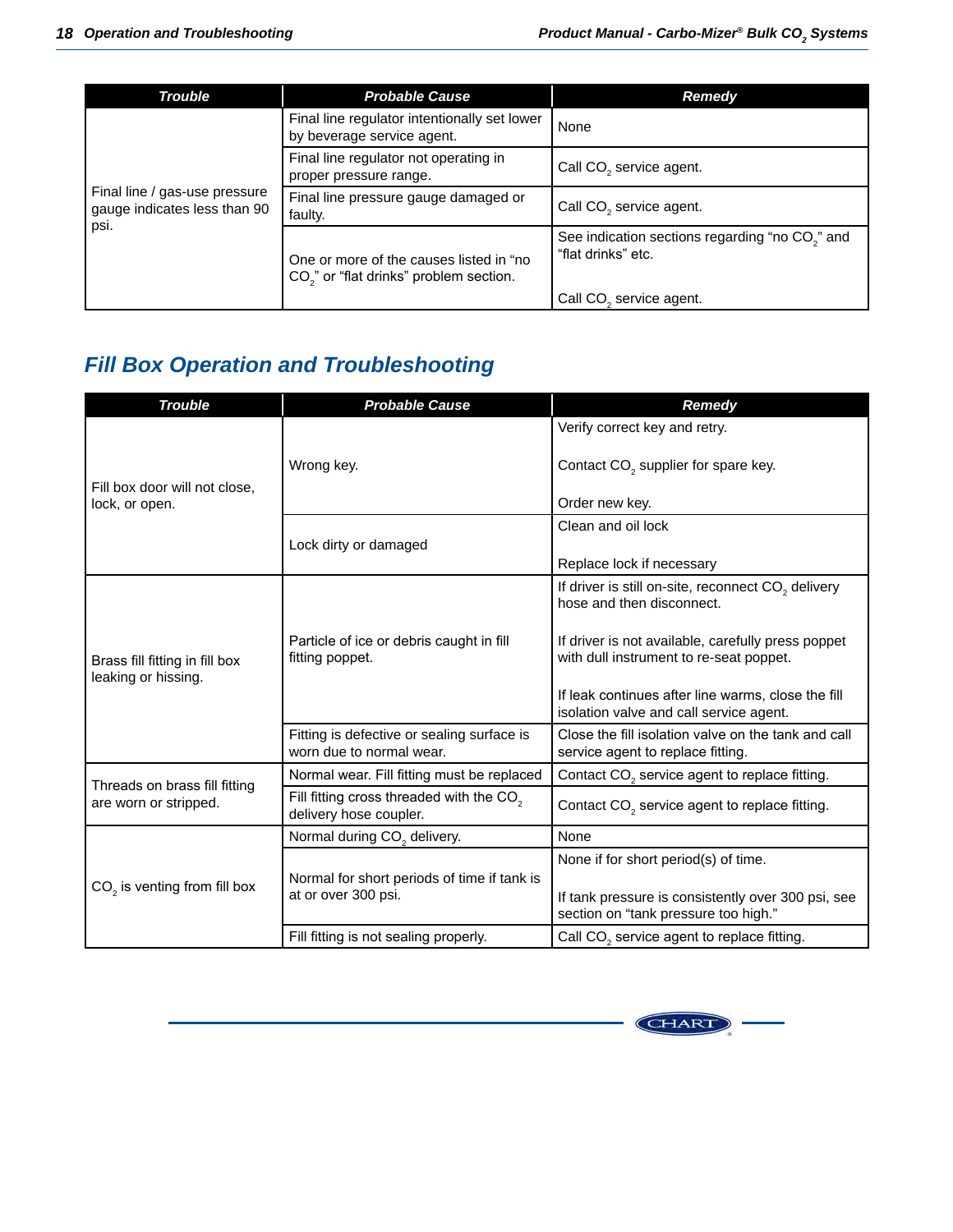| Trouble | Probable Cause | Remedy |
| --- | --- | --- |
| Final line / gas-use pressure gauge indicates less than 90 psi. | Final line regulator intentionally set lower by beverage service agent. | None |
| | Final line regulator not operating in proper pressure range. | Call $CO_2$ service agent. |
| | Final line pressure gauge damaged or faulty. | Call $CO_2$ service agent. |
| | One or more of the causes listed in “no $CO_2$” or “flat drinks” problem section. | See indication sections regarding “no $CO_2$” and “flat drinks” etc.<br><br>Call $CO_2$ service agent. |

## Fill Box Operation and Troubleshooting

| Trouble | Probable Cause | Remedy |
| --- | --- | --- |
| Fill box door will not close, lock, or open. | Wrong key. | Verify correct key and retry.<br><br>Contact $CO_2$ supplier for spare key.<br><br>Order new key. |
| | Lock dirty or damaged | Clean and oil lock<br><br>Replace lock if necessary |
| Brass fill fitting in fill box leaking or hissing. | Particle of ice or debris caught in fill fitting poppet. | If driver is still on-site, reconnect $CO_2$ delivery hose and then disconnect.<br><br>If driver is not available, carefully press poppet with dull instrument to re-seat poppet.<br><br>If leak continues after line warms, close the fill isolation valve and call service agent. |
| | Fitting is defective or sealing surface is worn due to normal wear. | Close the fill isolation valve on the tank and call service agent to replace fitting. |
| Threads on brass fill fitting are worn or stripped. | Normal wear. Fill fitting must be replaced | Contact $CO_2$ service agent to replace fitting. |
| | Fill fitting cross threaded with the $CO_2$ delivery hose coupler. | Contact $CO_2$ service agent to replace fitting. |
| $CO_2$ is venting from fill box | Normal during $CO_2$ delivery. | None |
| | Normal for short periods of time if tank is at or over 300 psi. | None if for short period(s) of time.<br><br>If tank pressure is consistently over 300 psi, see section on “tank pressure too high.” |
| | Fill fitting is not sealing properly. | Call $CO_2$ service agent to replace fitting. |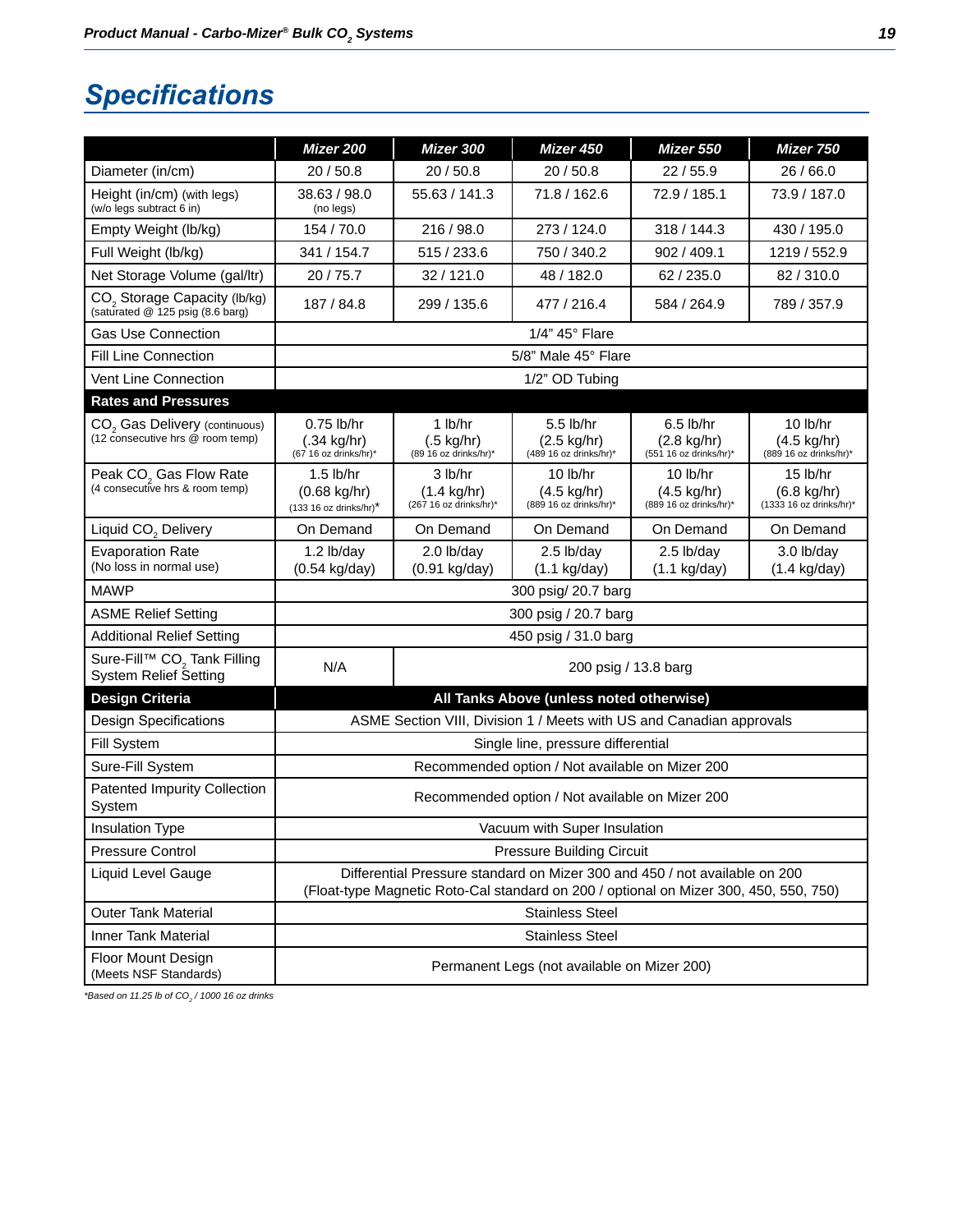## Specifications

| | Mizer 200 | Mizer 300 | Mizer 450 | Mizer 550 | Mizer 750 |
|---|---|---|---|---|---|
| Diameter (in/cm) | 20 / 50.8 | 20 / 50.8 | 20 / 50.8 | 22 / 55.9 | 26 / 66.0 |
| Height (in/cm) (with legs) (w/o legs subtract 6 in) | 38.63 / 98.0 (no legs) | 55.63 / 141.3 | 71.8 / 162.6 | 72.9 / 185.1 | 73.9 / 187.0 |
| Empty Weight (lb/kg) | 154 / 70.0 | 216 / 98.0 | 273 / 124.0 | 318 / 144.3 | 430 / 195.0 |
| Full Weight (lb/kg) | 341 / 154.7 | 515 / 233.6 | 750 / 340.2 | 902 / 409.1 | 1219 / 552.9 |
| Net Storage Volume (gal/ltr) | 20 / 75.7 | 32 / 121.0 | 48 / 182.0 | 62 / 235.0 | 82 / 310.0 |
| $CO_2$ Storage Capacity (lb/kg) (saturated @ 125 psig (8.6 barg) | 187 / 84.8 | 299 / 135.6 | 477 / 216.4 | 584 / 264.9 | 789 / 357.9 |
| Gas Use Connection | 1/4" 45° Flare | | | | |
| Fill Line Connection | 5/8" Male 45° Flare | | | | |
| Vent Line Connection | 1/2" OD Tubing | | | | |
| **Rates and Pressures** | | | | | |
| $CO_2$ Gas Delivery (continuous) (12 consecutive hrs @ room temp) | 0.75 lb/hr (.34 kg/hr) (67 16 oz drinks/hr)* | 1 lb/hr (.5 kg/hr) (89 16 oz drinks/hr)* | 5.5 lb/hr (2.5 kg/hr) (489 16 oz drinks/hr)* | 6.5 lb/hr (2.8 kg/hr) (551 16 oz drinks/hr)* | 10 lb/hr (4.5 kg/hr) (889 16 oz drinks/hr)* |
| Peak $CO_2$ Gas Flow Rate (4 consecutive hrs & room temp) | 1.5 lb/hr (0.68 kg/hr) (133 16 oz drinks/hr)* | 3 lb/hr (1.4 kg/hr) (267 16 oz drinks/hr)* | 10 lb/hr (4.5 kg/hr) (889 16 oz drinks/hr)* | 10 lb/hr (4.5 kg/hr) (889 16 oz drinks/hr)* | 15 lb/hr (6.8 kg/hr) (1333 16 oz drinks/hr)* |
| Liquid $CO_2$ Delivery | On Demand | On Demand | On Demand | On Demand | On Demand |
| Evaporation Rate (No loss in normal use) | 1.2 lb/day (0.54 kg/day) | 2.0 lb/day (0.91 kg/day) | 2.5 lb/day (1.1 kg/day) | 2.5 lb/day (1.1 kg/day) | 3.0 lb/day (1.4 kg/day) |
| MAWP | 300 psig/ 20.7 barg | | | | |
| ASME Relief Setting | 300 psig / 20.7 barg | | | | |
| Additional Relief Setting | 450 psig / 31.0 barg | | | | |
| Sure-Fill™ $CO_2$ Tank Filling System Relief Setting | N/A | 200 psig / 13.8 barg | | | |
| **Design Criteria** | **All Tanks Above (unless noted otherwise)** | | | | |
| Design Specifications | ASME Section VIII, Division 1 / Meets with US and Canadian approvals | | | | |
| Fill System | Single line, pressure differential | | | | |
| Sure-Fill System | Recommended option / Not available on Mizer 200 | | | | |
| Patented Impurity Collection System | Recommended option / Not available on Mizer 200 | | | | |
| Insulation Type | Vacuum with Super Insulation | | | | |
| Pressure Control | Pressure Building Circuit | | | | |
| Liquid Level Gauge | Differential Pressure standard on Mizer 300 and 450 / not available on 200 (Float-type Magnetic Roto-Cal standard on 200 / optional on Mizer 300, 450, 550, 750) | | | | |
| Outer Tank Material | Stainless Steel | | | | |
| Inner Tank Material | Stainless Steel | | | | |
| Floor Mount Design (Meets NSF Standards) | Permanent Legs (not available on Mizer 200) | | | | |

*Based on 11.25 lb of $CO_2$ / 1000 16 oz drinks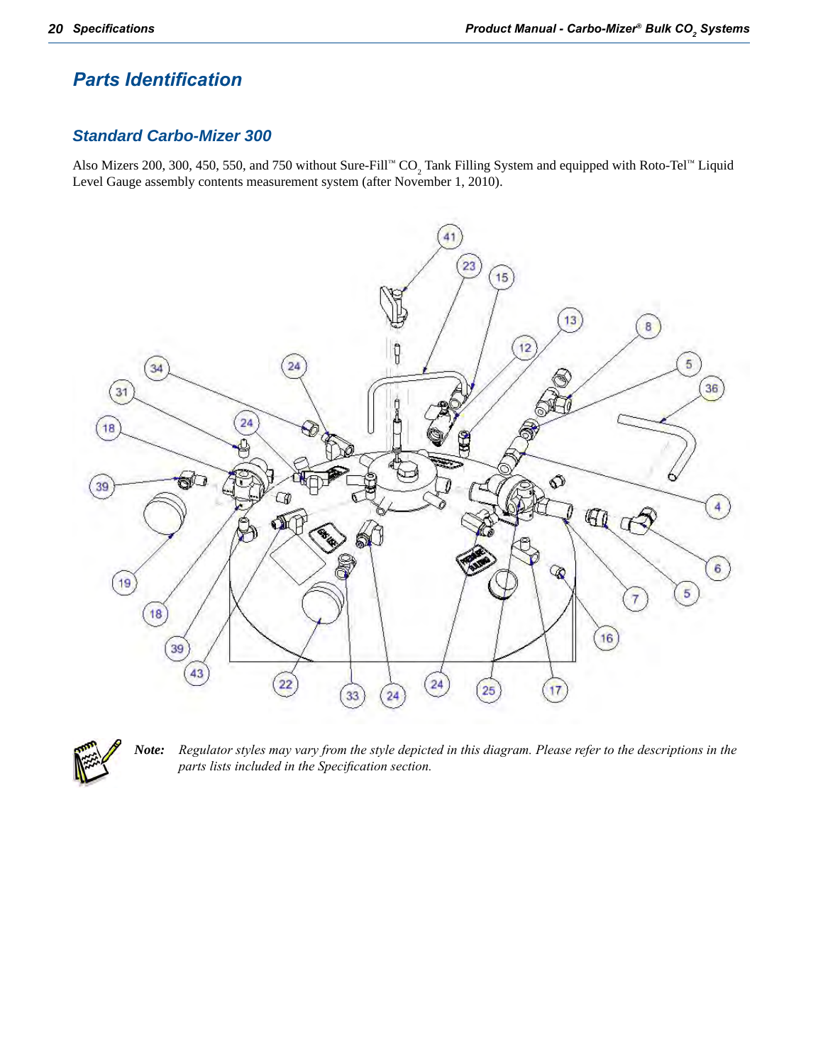## Parts Identification

### Standard Carbo-Mizer 300

Also Mizers 200, 300, 450, 550, and 750 without Sure-Fill™ $CO_2$ Tank Filling System and equipped with Roto-Tel™ Liquid Level Gauge assembly contents measurement system (after November 1, 2010).

**Note:** *Regulator styles may vary from the style depicted in this diagram. Please refer to the descriptions in the parts lists included in the Specification section.*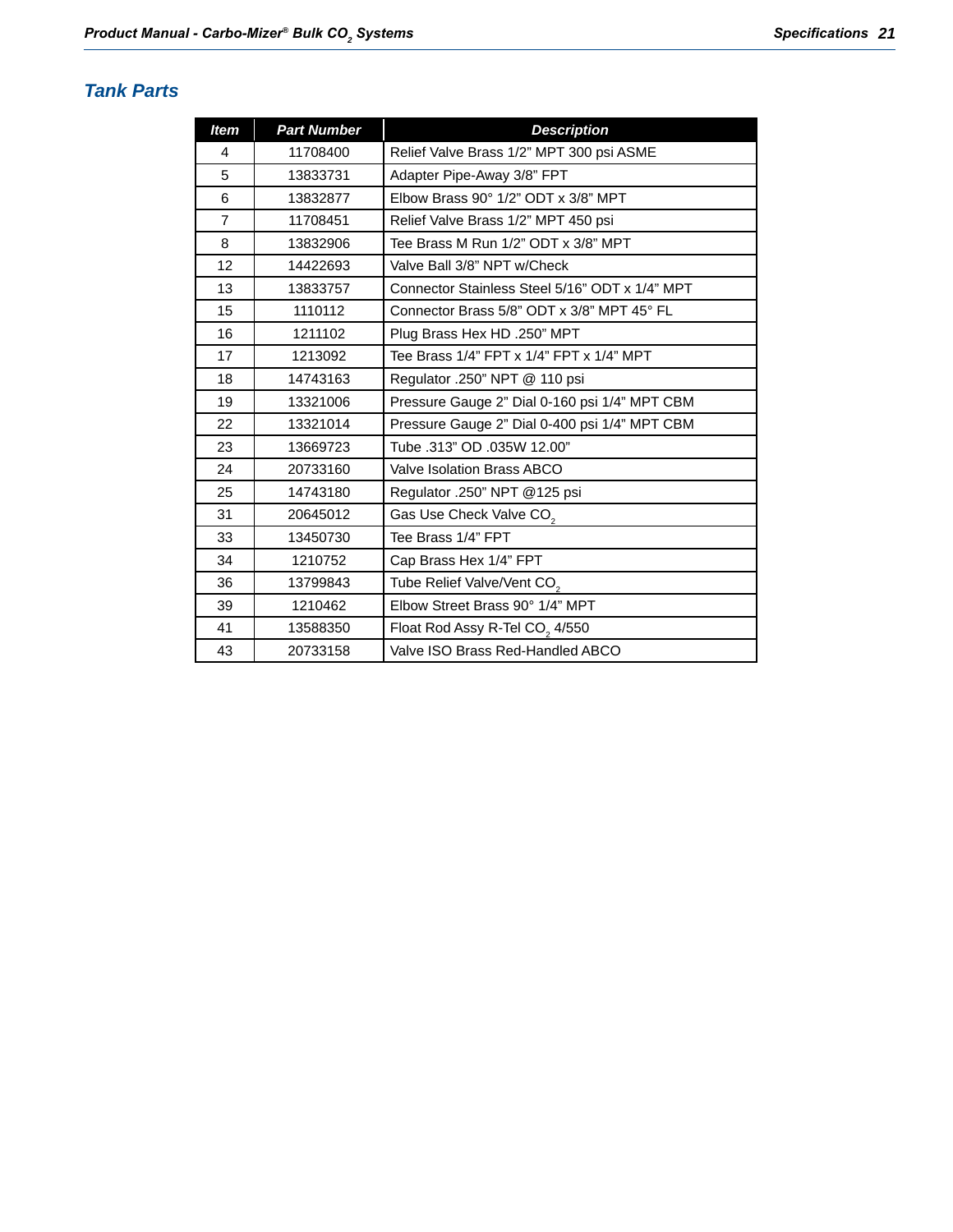## Tank Parts

| Item | Part Number | Description |
|---|---|---|
| 4 | 11708400 | Relief Valve Brass 1/2" MPT 300 psi ASME |
| 5 | 13833731 | Adapter Pipe-Away 3/8" FPT |
| 6 | 13832877 | Elbow Brass 90° 1/2" ODT x 3/8" MPT |
| 7 | 11708451 | Relief Valve Brass 1/2" MPT 450 psi |
| 8 | 13832906 | Tee Brass M Run 1/2" ODT x 3/8" MPT |
| 12 | 14422693 | Valve Ball 3/8" NPT w/Check |
| 13 | 13833757 | Connector Stainless Steel 5/16" ODT x 1/4" MPT |
| 15 | 1110112 | Connector Brass 5/8" ODT x 3/8" MPT 45° FL |
| 16 | 1211102 | Plug Brass Hex HD .250" MPT |
| 17 | 1213092 | Tee Brass 1/4" FPT x 1/4" FPT x 1/4" MPT |
| 18 | 14743163 | Regulator .250" NPT @ 110 psi |
| 19 | 13321006 | Pressure Gauge 2" Dial 0-160 psi 1/4" MPT CBM |
| 22 | 13321014 | Pressure Gauge 2" Dial 0-400 psi 1/4" MPT CBM |
| 23 | 13669723 | Tube .313" OD .035W 12.00" |
| 24 | 20733160 | Valve Isolation Brass ABCO |
| 25 | 14743180 | Regulator .250" NPT @125 psi |
| 31 | 20645012 | Gas Use Check Valve $CO_2$ |
| 33 | 13450730 | Tee Brass 1/4" FPT |
| 34 | 1210752 | Cap Brass Hex 1/4" FPT |
| 36 | 13799843 | Tube Relief Valve/Vent $CO_2$ |
| 39 | 1210462 | Elbow Street Brass 90° 1/4" MPT |
| 41 | 13588350 | Float Rod Assy R-Tel $CO_2$ 4/550 |
| 43 | 20733158 | Valve ISO Brass Red-Handled ABCO |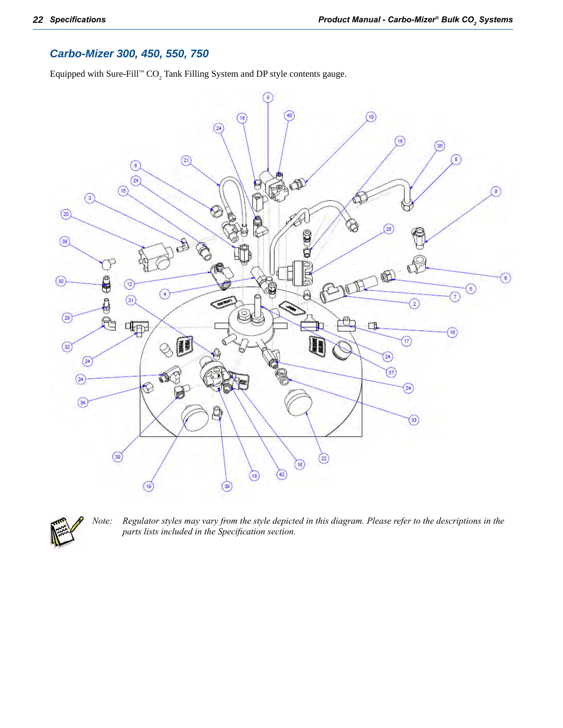## Carbo-Mizer 300, 450, 550, 750

Equipped with Sure-Fill™ $CO_2$ Tank Filling System and DP style contents gauge.

*Note: Regulator styles may vary from the style depicted in this diagram. Please refer to the descriptions in the parts lists included in the Specification section.*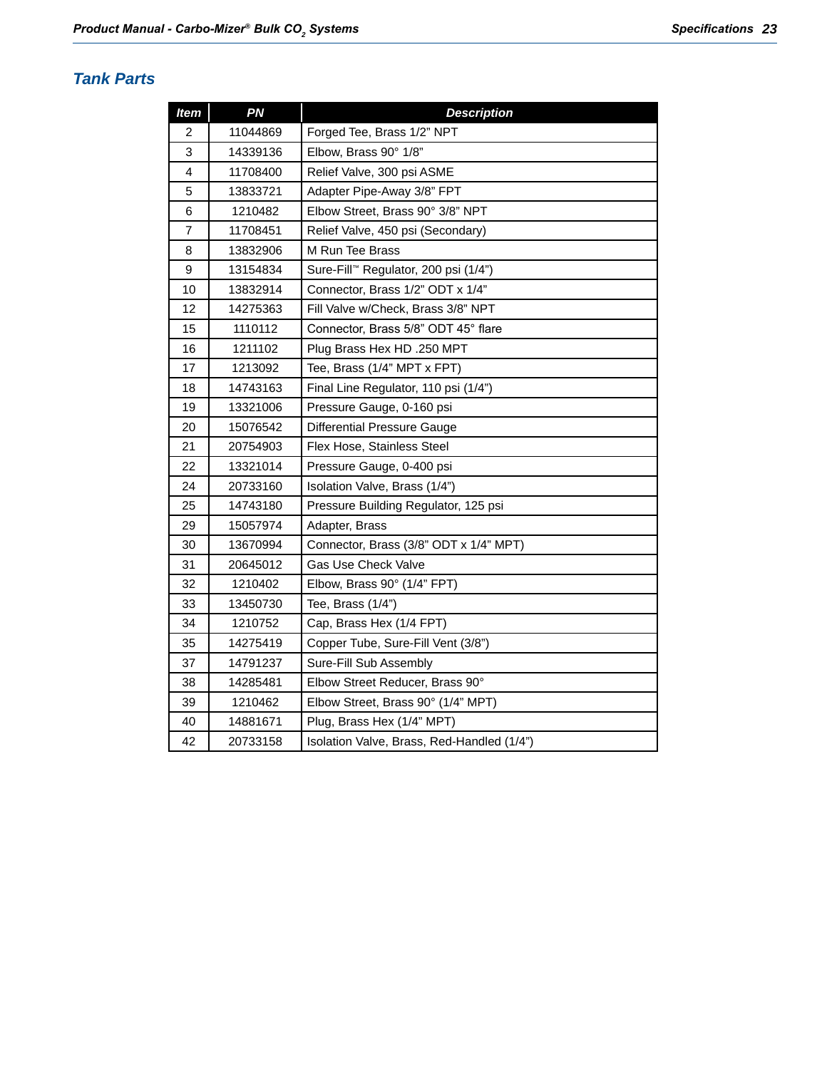## Tank Parts

| Item | PN | Description |
|---|---|---|
| 2 | 11044869 | Forged Tee, Brass 1/2" NPT |
| 3 | 14339136 | Elbow, Brass 90° 1/8" |
| 4 | 11708400 | Relief Valve, 300 psi ASME |
| 5 | 13833721 | Adapter Pipe-Away 3/8" FPT |
| 6 | 1210482 | Elbow Street, Brass 90° 3/8" NPT |
| 7 | 11708451 | Relief Valve, 450 psi (Secondary) |
| 8 | 13832906 | M Run Tee Brass |
| 9 | 13154834 | Sure-Fill™ Regulator, 200 psi (1/4") |
| 10 | 13832914 | Connector, Brass 1/2" ODT x 1/4" |
| 12 | 14275363 | Fill Valve w/Check, Brass 3/8" NPT |
| 15 | 1110112 | Connector, Brass 5/8" ODT 45° flare |
| 16 | 1211102 | Plug Brass Hex HD .250 MPT |
| 17 | 1213092 | Tee, Brass (1/4" MPT x FPT) |
| 18 | 14743163 | Final Line Regulator, 110 psi (1/4") |
| 19 | 13321006 | Pressure Gauge, 0-160 psi |
| 20 | 15076542 | Differential Pressure Gauge |
| 21 | 20754903 | Flex Hose, Stainless Steel |
| 22 | 13321014 | Pressure Gauge, 0-400 psi |
| 24 | 20733160 | Isolation Valve, Brass (1/4") |
| 25 | 14743180 | Pressure Building Regulator, 125 psi |
| 29 | 15057974 | Adapter, Brass |
| 30 | 13670994 | Connector, Brass (3/8" ODT x 1/4" MPT) |
| 31 | 20645012 | Gas Use Check Valve |
| 32 | 1210402 | Elbow, Brass 90° (1/4" FPT) |
| 33 | 13450730 | Tee, Brass (1/4") |
| 34 | 1210752 | Cap, Brass Hex (1/4 FPT) |
| 35 | 14275419 | Copper Tube, Sure-Fill Vent (3/8") |
| 37 | 14791237 | Sure-Fill Sub Assembly |
| 38 | 14285481 | Elbow Street Reducer, Brass 90° |
| 39 | 1210462 | Elbow Street, Brass 90° (1/4" MPT) |
| 40 | 14881671 | Plug, Brass Hex (1/4" MPT) |
| 42 | 20733158 | Isolation Valve, Brass, Red-Handled (1/4") |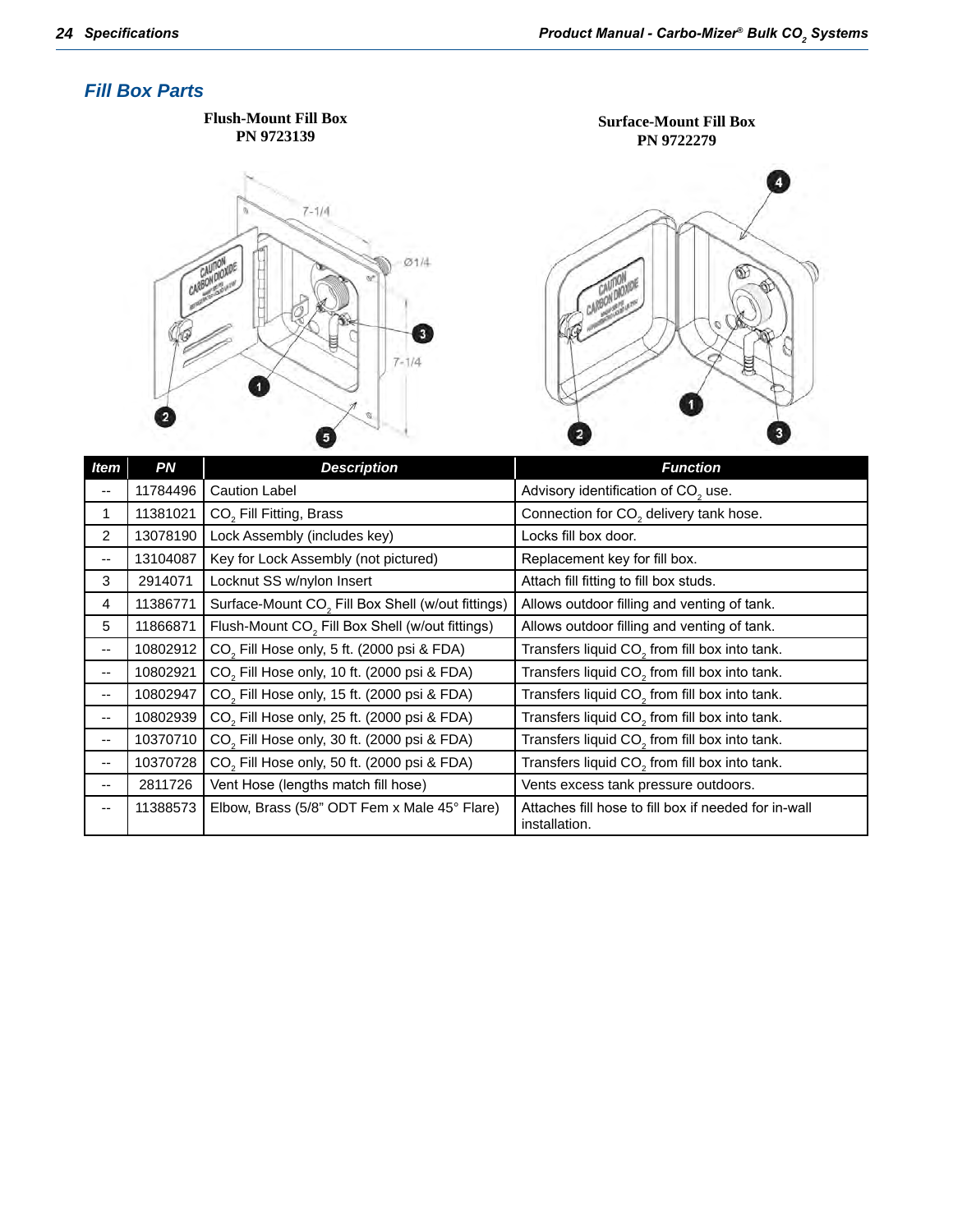## Fill Box Parts

**Flush-Mount Fill Box**
**PN 9723139**

**Surface-Mount Fill Box**
**PN 9722279**

| Item | PN | Description | Function |
|---|---|---|---|
| -- | 11784496 | Caution Label | Advisory identification of $CO_2$ use. |
| 1 | 11381021 | $CO_2$ Fill Fitting, Brass | Connection for $CO_2$ delivery tank hose. |
| 2 | 13078190 | Lock Assembly (includes key) | Locks fill box door. |
| -- | 13104087 | Key for Lock Assembly (not pictured) | Replacement key for fill box. |
| 3 | 2914071 | Locknut SS w/nylon Insert | Attach fill fitting to fill box studs. |
| 4 | 11386771 | Surface-Mount $CO_2$ Fill Box Shell (w/out fittings) | Allows outdoor filling and venting of tank. |
| 5 | 11866871 | Flush-Mount $CO_2$ Fill Box Shell (w/out fittings) | Allows outdoor filling and venting of tank. |
| -- | 10802912 | $CO_2$ Fill Hose only, 5 ft. (2000 psi & FDA) | Transfers liquid $CO_2$ from fill box into tank. |
| -- | 10802921 | $CO_2$ Fill Hose only, 10 ft. (2000 psi & FDA) | Transfers liquid $CO_2$ from fill box into tank. |
| -- | 10802947 | $CO_2$ Fill Hose only, 15 ft. (2000 psi & FDA) | Transfers liquid $CO_2$ from fill box into tank. |
| -- | 10802939 | $CO_2$ Fill Hose only, 25 ft. (2000 psi & FDA) | Transfers liquid $CO_2$ from fill box into tank. |
| -- | 10370710 | $CO_2$ Fill Hose only, 30 ft. (2000 psi & FDA) | Transfers liquid $CO_2$ from fill box into tank. |
| -- | 10370728 | $CO_2$ Fill Hose only, 50 ft. (2000 psi & FDA) | Transfers liquid $CO_2$ from fill box into tank. |
| -- | 2811726 | Vent Hose (lengths match fill hose) | Vents excess tank pressure outdoors. |
| -- | 11388573 | Elbow, Brass (5/8" ODT Fem x Male 45° Flare) | Attaches fill hose to fill box if needed for in-wall installation. |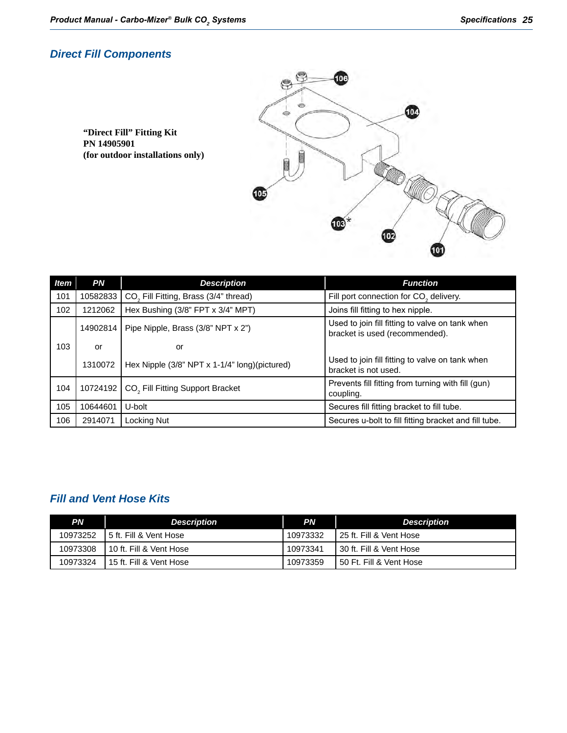## Direct Fill Components

**“Direct Fill” Fitting Kit**
**PN 14905901**
**(for outdoor installations only)**

| Item | PN | Description | Function |
|---|---|---|---|
| 101 | 10582833 | $CO_2$ Fill Fitting, Brass (3/4” thread) | Fill port connection for $CO_2$ delivery. |
| 102 | 1212062 | Hex Bushing (3/8” FPT x 3/4” MPT) | Joins fill fitting to hex nipple. |
| 103 | 14902814 or 1310072 | Pipe Nipple, Brass (3/8” NPT x 2”) or Hex Nipple (3/8” NPT x 1-1/4” long)(pictured) | Used to join fill fitting to valve on tank when bracket is used (recommended). Used to join fill fitting to valve on tank when bracket is not used. |
| 104 | 10724192 | $CO_2$ Fill Fitting Support Bracket | Prevents fill fitting from turning with fill (gun) coupling. |
| 105 | 10644601 | U-bolt | Secures fill fitting bracket to fill tube. |
| 106 | 2914071 | Locking Nut | Secures u-bolt to fill fitting bracket and fill tube. |

## Fill and Vent Hose Kits

| PN | Description | PN | Description |
|---|---|---|---|
| 10973252 | 5 ft. Fill & Vent Hose | 10973332 | 25 ft. Fill & Vent Hose |
| 10973308 | 10 ft. Fill & Vent Hose | 10973341 | 30 ft. Fill & Vent Hose |
| 10973324 | 15 ft. Fill & Vent Hose | 10973359 | 50 Ft. Fill & Vent Hose |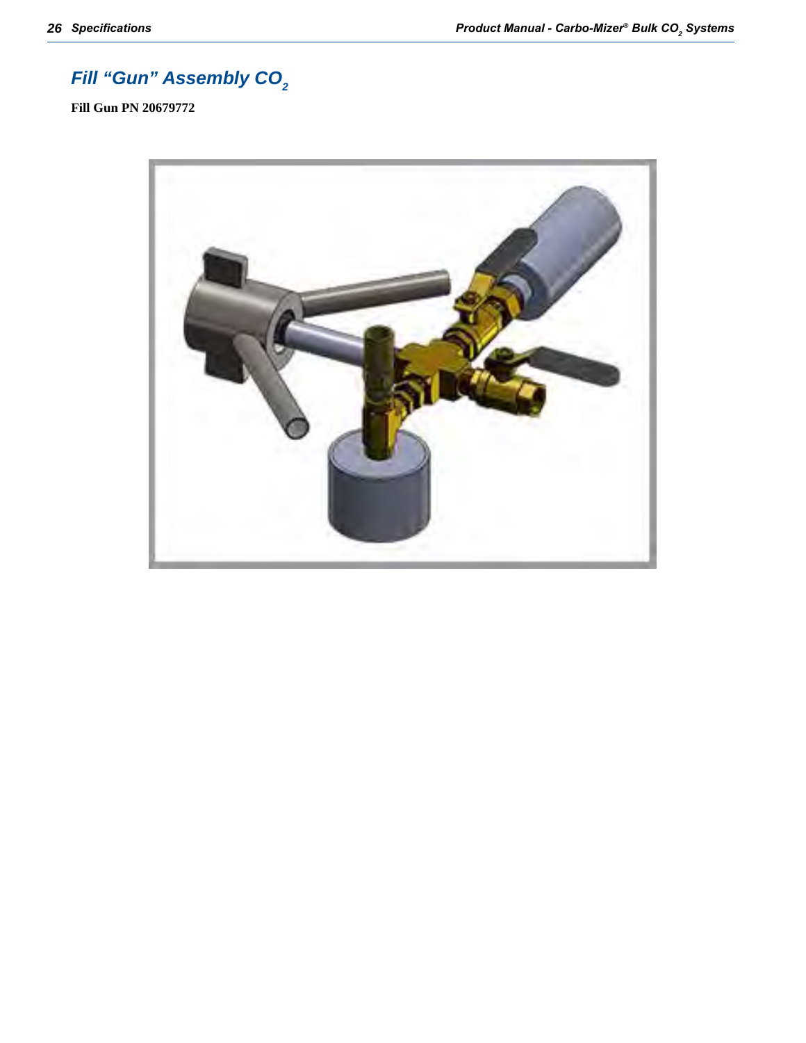# Fill "Gun" Assembly $CO_2$

**Fill Gun PN 20679772**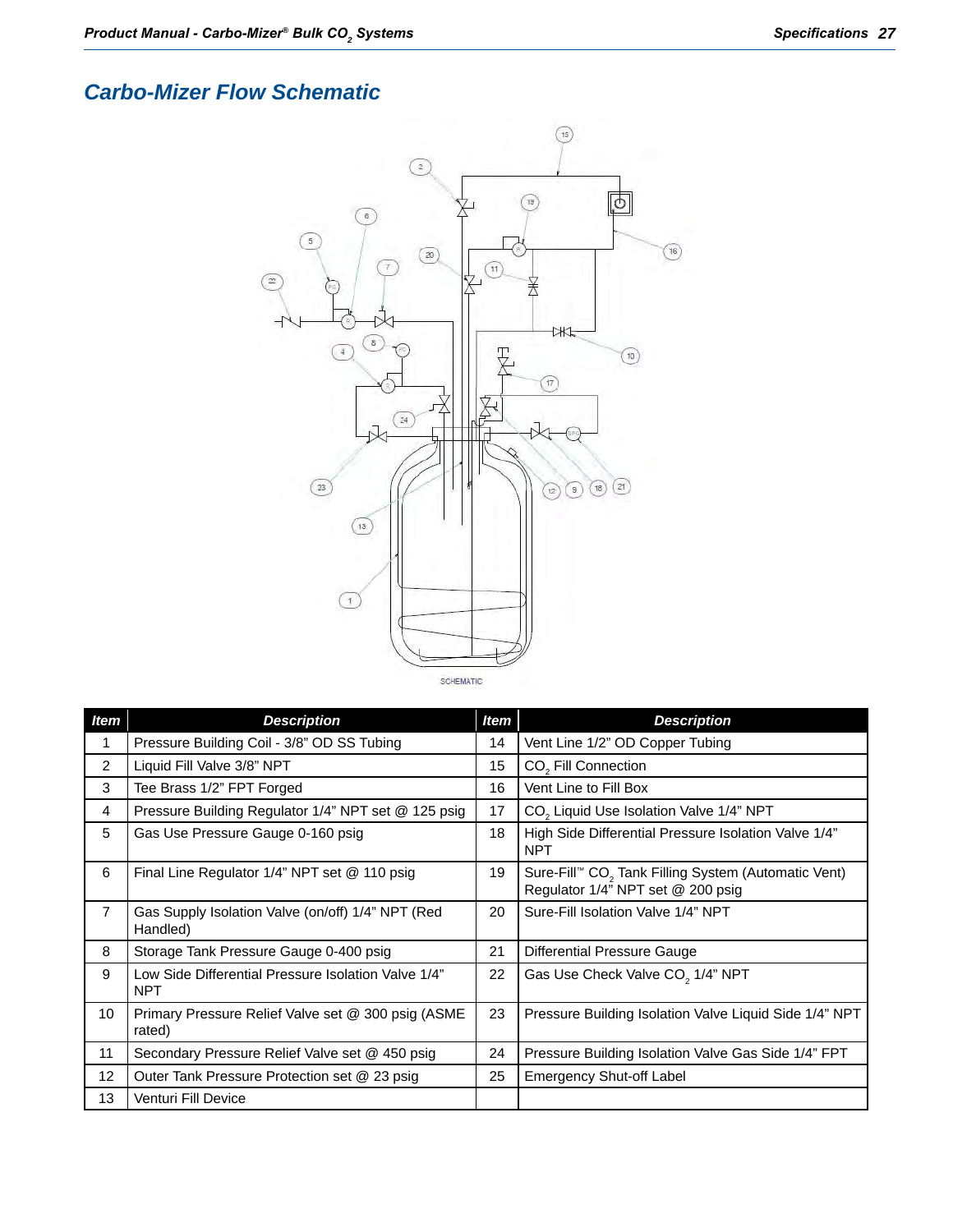## Carbo-Mizer Flow Schematic

SCHEMATIC

| Item | Description | Item | Description |
|---|---|---|---|
| 1 | Pressure Building Coil - 3/8" OD SS Tubing | 14 | Vent Line 1/2" OD Copper Tubing |
| 2 | Liquid Fill Valve 3/8" NPT | 15 | $CO_2$ Fill Connection |
| 3 | Tee Brass 1/2" FPT Forged | 16 | Vent Line to Fill Box |
| 4 | Pressure Building Regulator 1/4" NPT set @ 125 psig | 17 | $CO_2$ Liquid Use Isolation Valve 1/4" NPT |
| 5 | Gas Use Pressure Gauge 0-160 psig | 18 | High Side Differential Pressure Isolation Valve 1/4" NPT |
| 6 | Final Line Regulator 1/4" NPT set @ 110 psig | 19 | Sure-Fill™ $CO_2$ Tank Filling System (Automatic Vent) Regulator 1/4" NPT set @ 200 psig |
| 7 | Gas Supply Isolation Valve (on/off) 1/4" NPT (Red Handled) | 20 | Sure-Fill Isolation Valve 1/4" NPT |
| 8 | Storage Tank Pressure Gauge 0-400 psig | 21 | Differential Pressure Gauge |
| 9 | Low Side Differential Pressure Isolation Valve 1/4" NPT | 22 | Gas Use Check Valve $CO_2$ 1/4" NPT |
| 10 | Primary Pressure Relief Valve set @ 300 psig (ASME rated) | 23 | Pressure Building Isolation Valve Liquid Side 1/4" NPT |
| 11 | Secondary Pressure Relief Valve set @ 450 psig | 24 | Pressure Building Isolation Valve Gas Side 1/4" FPT |
| 12 | Outer Tank Pressure Protection set @ 23 psig | 25 | Emergency Shut-off Label |
| 13 | Venturi Fill Device | | |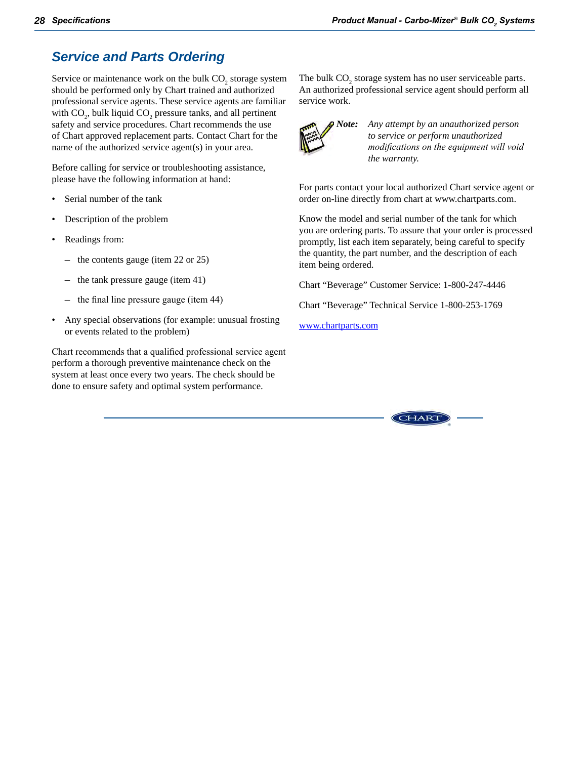## Service and Parts Ordering

Service or maintenance work on the bulk $CO_2$ storage system should be performed only by Chart trained and authorized professional service agents. These service agents are familiar with $CO_2$, bulk liquid $CO_2$ pressure tanks, and all pertinent safety and service procedures. Chart recommends the use of Chart approved replacement parts. Contact Chart for the name of the authorized service agent(s) in your area.

Before calling for service or troubleshooting assistance, please have the following information at hand:

- Serial number of the tank
- Description of the problem
- Readings from:
  - the contents gauge (item 22 or 25)
  - the tank pressure gauge (item 41)
  - the final line pressure gauge (item 44)
- Any special observations (for example: unusual frosting or events related to the problem)

Chart recommends that a qualified professional service agent perform a thorough preventive maintenance check on the system at least once every two years. The check should be done to ensure safety and optimal system performance.

The bulk $CO_2$ storage system has no user serviceable parts. An authorized professional service agent should perform all service work.

**Note:** *Any attempt by an unauthorized person to service or perform unauthorized modifications on the equipment will void the warranty.*

For parts contact your local authorized Chart service agent or order on-line directly from chart at www.chartparts.com.

Know the model and serial number of the tank for which you are ordering parts. To assure that your order is processed promptly, list each item separately, being careful to specify the quantity, the part number, and the description of each item being ordered.

Chart "Beverage" Customer Service: 1-800-247-4446

Chart "Beverage" Technical Service 1-800-253-1769

www.chartparts.com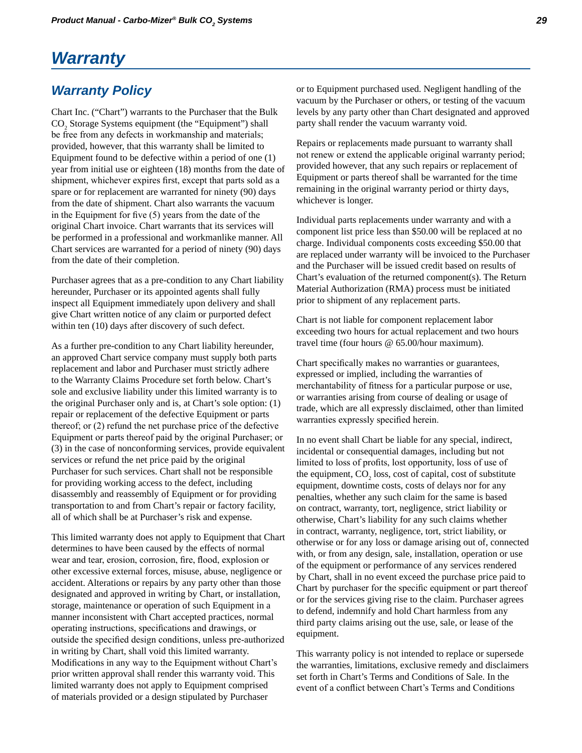# Warranty

## Warranty Policy

Chart Inc. ("Chart") warrants to the Purchaser that the Bulk $CO_2$ Storage Systems equipment (the "Equipment") shall be free from any defects in workmanship and materials; provided, however, that this warranty shall be limited to Equipment found to be defective within a period of one (1) year from initial use or eighteen (18) months from the date of shipment, whichever expires first, except that parts sold as a spare or for replacement are warranted for ninety (90) days from the date of shipment. Chart also warrants the vacuum in the Equipment for five (5) years from the date of the original Chart invoice. Chart warrants that its services will be performed in a professional and workmanlike manner. All Chart services are warranted for a period of ninety (90) days from the date of their completion.

Purchaser agrees that as a pre-condition to any Chart liability hereunder, Purchaser or its appointed agents shall fully inspect all Equipment immediately upon delivery and shall give Chart written notice of any claim or purported defect within ten (10) days after discovery of such defect.

As a further pre-condition to any Chart liability hereunder, an approved Chart service company must supply both parts replacement and labor and Purchaser must strictly adhere to the Warranty Claims Procedure set forth below. Chart's sole and exclusive liability under this limited warranty is to the original Purchaser only and is, at Chart's sole option: (1) repair or replacement of the defective Equipment or parts thereof; or (2) refund the net purchase price of the defective Equipment or parts thereof paid by the original Purchaser; or (3) in the case of nonconforming services, provide equivalent services or refund the net price paid by the original Purchaser for such services. Chart shall not be responsible for providing working access to the defect, including disassembly and reassembly of Equipment or for providing transportation to and from Chart's repair or factory facility, all of which shall be at Purchaser's risk and expense.

This limited warranty does not apply to Equipment that Chart determines to have been caused by the effects of normal wear and tear, erosion, corrosion, fire, flood, explosion or other excessive external forces, misuse, abuse, negligence or accident. Alterations or repairs by any party other than those designated and approved in writing by Chart, or installation, storage, maintenance or operation of such Equipment in a manner inconsistent with Chart accepted practices, normal operating instructions, specifications and drawings, or outside the specified design conditions, unless pre-authorized in writing by Chart, shall void this limited warranty. Modifications in any way to the Equipment without Chart's prior written approval shall render this warranty void. This limited warranty does not apply to Equipment comprised of materials provided or a design stipulated by Purchaser or to Equipment purchased used. Negligent handling of the vacuum by the Purchaser or others, or testing of the vacuum levels by any party other than Chart designated and approved party shall render the vacuum warranty void.

Repairs or replacements made pursuant to warranty shall not renew or extend the applicable original warranty period; provided however, that any such repairs or replacement of Equipment or parts thereof shall be warranted for the time remaining in the original warranty period or thirty days, whichever is longer.

Individual parts replacements under warranty and with a component list price less than $50.00 will be replaced at no charge. Individual components costs exceeding $50.00 that are replaced under warranty will be invoiced to the Purchaser and the Purchaser will be issued credit based on results of Chart's evaluation of the returned component(s). The Return Material Authorization (RMA) process must be initiated prior to shipment of any replacement parts.

Chart is not liable for component replacement labor exceeding two hours for actual replacement and two hours travel time (four hours @ 65.00/hour maximum).

Chart specifically makes no warranties or guarantees, expressed or implied, including the warranties of merchantability of fitness for a particular purpose or use, or warranties arising from course of dealing or usage of trade, which are all expressly disclaimed, other than limited warranties expressly specified herein.

In no event shall Chart be liable for any special, indirect, incidental or consequential damages, including but not limited to loss of profits, lost opportunity, loss of use of the equipment, $CO_2$ loss, cost of capital, cost of substitute equipment, downtime costs, costs of delays nor for any penalties, whether any such claim for the same is based on contract, warranty, tort, negligence, strict liability or otherwise, Chart's liability for any such claims whether in contract, warranty, negligence, tort, strict liability, or otherwise or for any loss or damage arising out of, connected with, or from any design, sale, installation, operation or use of the equipment or performance of any services rendered by Chart, shall in no event exceed the purchase price paid to Chart by purchaser for the specific equipment or part thereof or for the services giving rise to the claim. Purchaser agrees to defend, indemnify and hold Chart harmless from any third party claims arising out the use, sale, or lease of the equipment.

This warranty policy is not intended to replace or supersede the warranties, limitations, exclusive remedy and disclaimers set forth in Chart's Terms and Conditions of Sale. In the event of a conflict between Chart's Terms and Conditions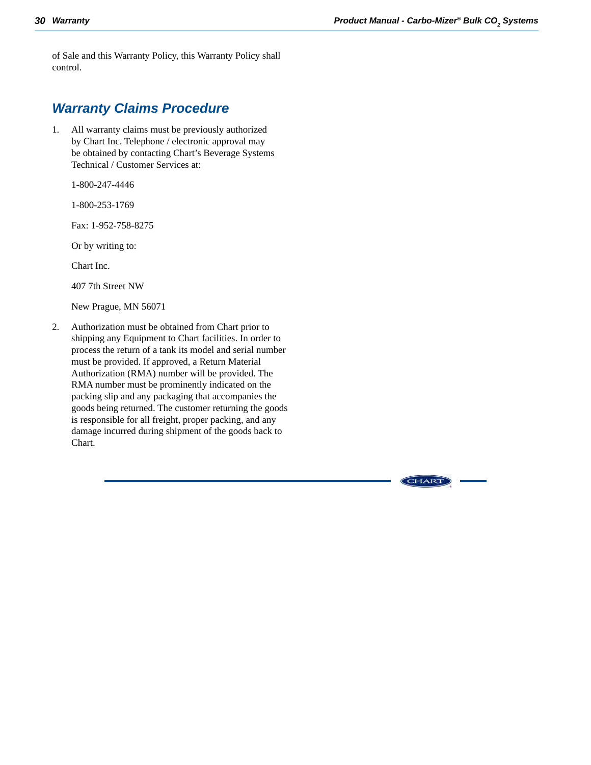of Sale and this Warranty Policy, this Warranty Policy shall control.

## Warranty Claims Procedure

1. All warranty claims must be previously authorized by Chart Inc. Telephone / electronic approval may be obtained by contacting Chart's Beverage Systems Technical / Customer Services at:

   1-800-247-4446

   1-800-253-1769

   Fax: 1-952-758-8275

   Or by writing to:

   Chart Inc.

   407 7th Street NW

   New Prague, MN 56071

2. Authorization must be obtained from Chart prior to shipping any Equipment to Chart facilities. In order to process the return of a tank its model and serial number must be provided. If approved, a Return Material Authorization (RMA) number will be provided. The RMA number must be prominently indicated on the packing slip and any packaging that accompanies the goods being returned. The customer returning the goods is responsible for all freight, proper packing, and any damage incurred during shipment of the goods back to Chart.